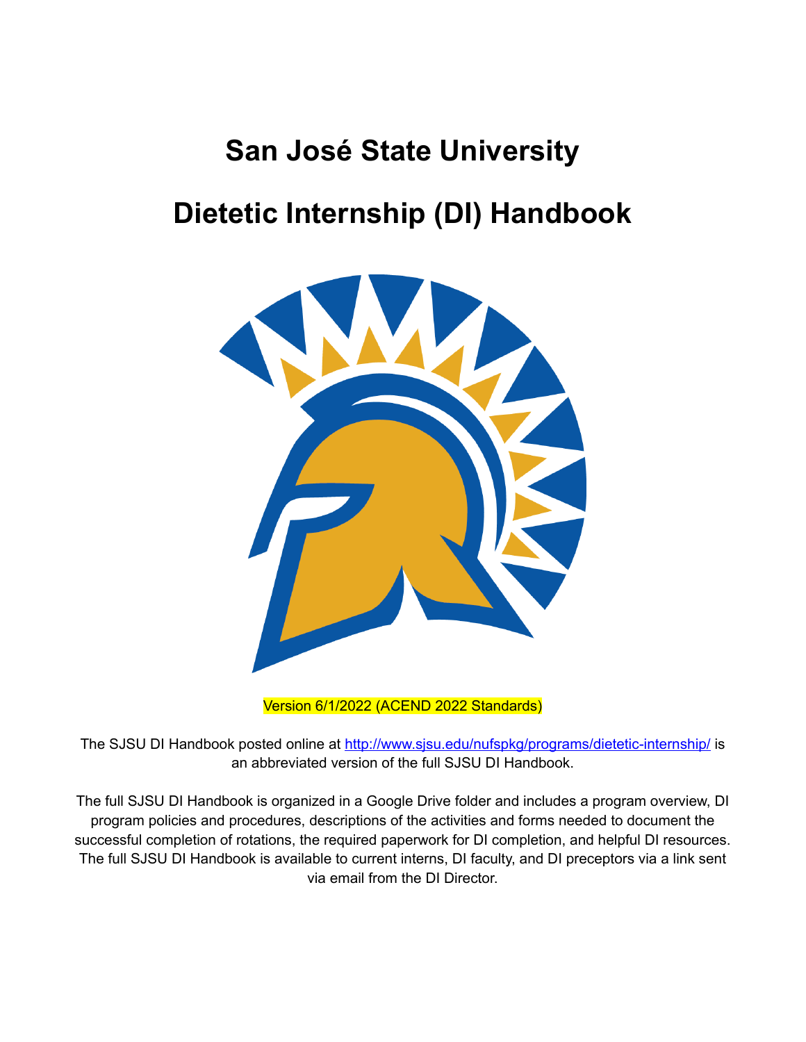# San José State University

# Dietetic Internship (DI) Handbook

Version 6/1/2022 (ACEND 2022 Standards)

The SJSU DI Handbook posted online at [http://www.sjsu.edu/nufspkg/programs/dietetic-internship/](http://www.sjsu.edu/nufspkg/programs/dietetic-internship/) is an abbreviated version of the full SJSU DI Handbook.

The full SJSU DI Handbook is organized in a Google Drive folder and includes a program overview, DI program policies and procedures, descriptions of the activities and forms needed to document the successful completion of rotations, the required paperwork for DI completion, and helpful DI resources. The full SJSU DI Handbook is available to current interns, DI faculty, and DI preceptors via a link sent via email from the DI Director.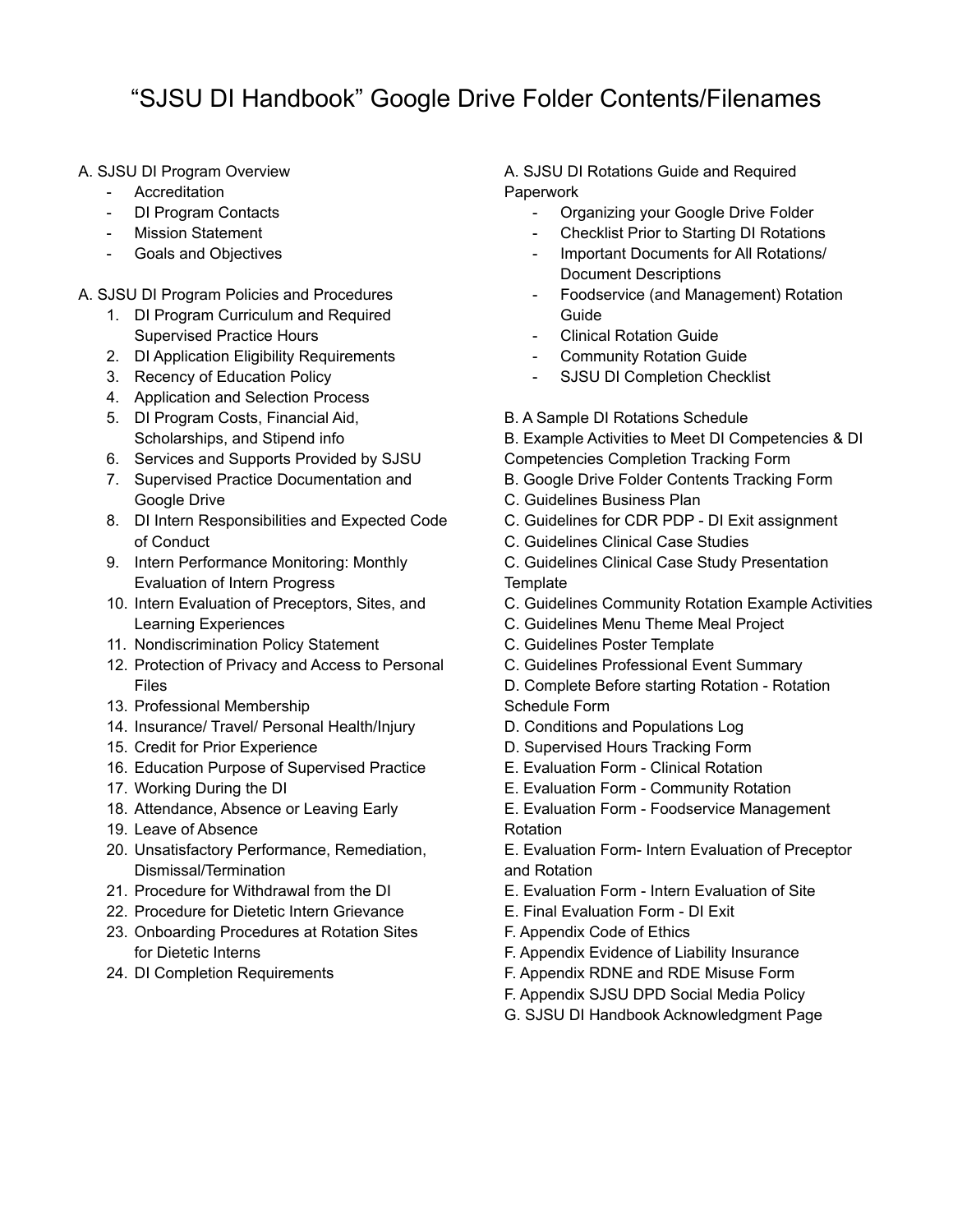# "SJSU DI Handbook" Google Drive Folder Contents/Filenames

A. SJSU DI Program Overview

- Accreditation
- DI Program Contacts
- Mission Statement
- Goals and Objectives

A. SJSU DI Program Policies and Procedures

1. DI Program Curriculum and Required Supervised Practice Hours
2. DI Application Eligibility Requirements
3. Recency of Education Policy
4. Application and Selection Process
5. DI Program Costs, Financial Aid, Scholarships, and Stipend info
6. Services and Supports Provided by SJSU
7. Supervised Practice Documentation and Google Drive
8. DI Intern Responsibilities and Expected Code of Conduct
9. Intern Performance Monitoring: Monthly Evaluation of Intern Progress
10. Intern Evaluation of Preceptors, Sites, and Learning Experiences
11. Nondiscrimination Policy Statement
12. Protection of Privacy and Access to Personal Files
13. Professional Membership
14. Insurance/ Travel/ Personal Health/Injury
15. Credit for Prior Experience
16. Education Purpose of Supervised Practice
17. Working During the DI
18. Attendance, Absence or Leaving Early
19. Leave of Absence
20. Unsatisfactory Performance, Remediation, Dismissal/Termination
21. Procedure for Withdrawal from the DI
22. Procedure for Dietetic Intern Grievance
23. Onboarding Procedures at Rotation Sites for Dietetic Interns
24. DI Completion Requirements

A. SJSU DI Rotations Guide and Required Paperwork

- Organizing your Google Drive Folder
- Checklist Prior to Starting DI Rotations
- Important Documents for All Rotations/ Document Descriptions
- Foodservice (and Management) Rotation Guide
- Clinical Rotation Guide
- Community Rotation Guide
- SJSU DI Completion Checklist

B. A Sample DI Rotations Schedule

B. Example Activities to Meet DI Competencies & DI Competencies Completion Tracking Form

B. Google Drive Folder Contents Tracking Form

C. Guidelines Business Plan

C. Guidelines for CDR PDP - DI Exit assignment

C. Guidelines Clinical Case Studies

C. Guidelines Clinical Case Study Presentation Template

C. Guidelines Community Rotation Example Activities

C. Guidelines Menu Theme Meal Project

C. Guidelines Poster Template

C. Guidelines Professional Event Summary

D. Complete Before starting Rotation - Rotation Schedule Form

D. Conditions and Populations Log

D. Supervised Hours Tracking Form

E. Evaluation Form - Clinical Rotation

E. Evaluation Form - Community Rotation

E. Evaluation Form - Foodservice Management Rotation

E. Evaluation Form- Intern Evaluation of Preceptor and Rotation

E. Evaluation Form - Intern Evaluation of Site

E. Final Evaluation Form - DI Exit

F. Appendix Code of Ethics

F. Appendix Evidence of Liability Insurance

F. Appendix RDNE and RDE Misuse Form

F. Appendix SJSU DPD Social Media Policy

G. SJSU DI Handbook Acknowledgment Page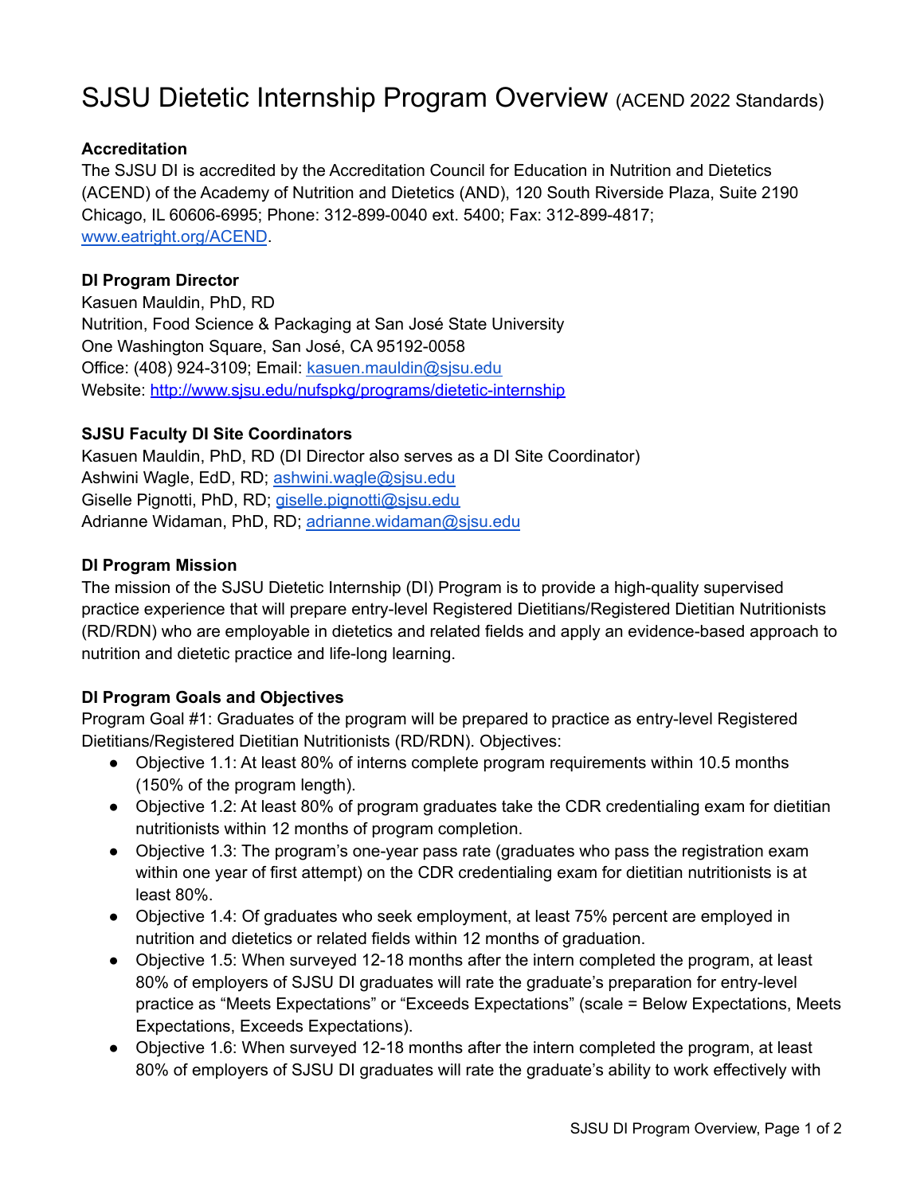# SJSU Dietetic Internship Program Overview (ACEND 2022 Standards)

**Accreditation**

The SJSU DI is accredited by the Accreditation Council for Education in Nutrition and Dietetics (ACEND) of the Academy of Nutrition and Dietetics (AND), 120 South Riverside Plaza, Suite 2190 Chicago, IL 60606-6995; Phone: 312-899-0040 ext. 5400; Fax: 312-899-4817; [www.eatright.org/ACEND](www.eatright.org/ACEND).

**DI Program Director**

Kasuen Mauldin, PhD, RD
Nutrition, Food Science & Packaging at San José State University
One Washington Square, San José, CA 95192-0058
Office: (408) 924-3109; Email: kasuen.mauldin@sjsu.edu
Website: http://www.sjsu.edu/nufspkg/programs/dietetic-internship

**SJSU Faculty DI Site Coordinators**

Kasuen Mauldin, PhD, RD (DI Director also serves as a DI Site Coordinator)
Ashwini Wagle, EdD, RD; ashwini.wagle@sjsu.edu
Giselle Pignotti, PhD, RD; giselle.pignotti@sjsu.edu
Adrianne Widaman, PhD, RD; adrianne.widaman@sjsu.edu

**DI Program Mission**

The mission of the SJSU Dietetic Internship (DI) Program is to provide a high-quality supervised practice experience that will prepare entry-level Registered Dietitians/Registered Dietitian Nutritionists (RD/RDN) who are employable in dietetics and related fields and apply an evidence-based approach to nutrition and dietetic practice and life-long learning.

**DI Program Goals and Objectives**

Program Goal #1: Graduates of the program will be prepared to practice as entry-level Registered Dietitians/Registered Dietitian Nutritionists (RD/RDN). Objectives:

- Objective 1.1: At least 80% of interns complete program requirements within 10.5 months (150% of the program length).
- Objective 1.2: At least 80% of program graduates take the CDR credentialing exam for dietitian nutritionists within 12 months of program completion.
- Objective 1.3: The program's one-year pass rate (graduates who pass the registration exam within one year of first attempt) on the CDR credentialing exam for dietitian nutritionists is at least 80%.
- Objective 1.4: Of graduates who seek employment, at least 75% percent are employed in nutrition and dietetics or related fields within 12 months of graduation.
- Objective 1.5: When surveyed 12-18 months after the intern completed the program, at least 80% of employers of SJSU DI graduates will rate the graduate's preparation for entry-level practice as "Meets Expectations" or "Exceeds Expectations" (scale = Below Expectations, Meets Expectations, Exceeds Expectations).
- Objective 1.6: When surveyed 12-18 months after the intern completed the program, at least 80% of employers of SJSU DI graduates will rate the graduate's ability to work effectively with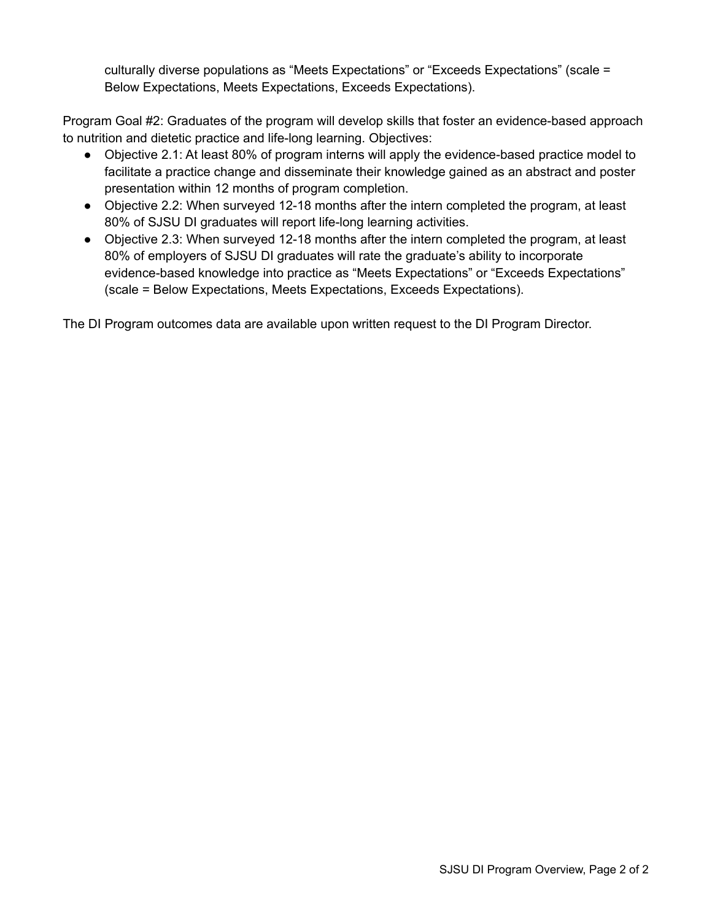culturally diverse populations as “Meets Expectations” or “Exceeds Expectations” (scale = Below Expectations, Meets Expectations, Exceeds Expectations).

Program Goal #2: Graduates of the program will develop skills that foster an evidence-based approach to nutrition and dietetic practice and life-long learning. Objectives:

- Objective 2.1: At least 80% of program interns will apply the evidence-based practice model to facilitate a practice change and disseminate their knowledge gained as an abstract and poster presentation within 12 months of program completion.
- Objective 2.2: When surveyed 12-18 months after the intern completed the program, at least 80% of SJSU DI graduates will report life-long learning activities.
- Objective 2.3: When surveyed 12-18 months after the intern completed the program, at least 80% of employers of SJSU DI graduates will rate the graduate’s ability to incorporate evidence-based knowledge into practice as “Meets Expectations” or “Exceeds Expectations” (scale = Below Expectations, Meets Expectations, Exceeds Expectations).

The DI Program outcomes data are available upon written request to the DI Program Director.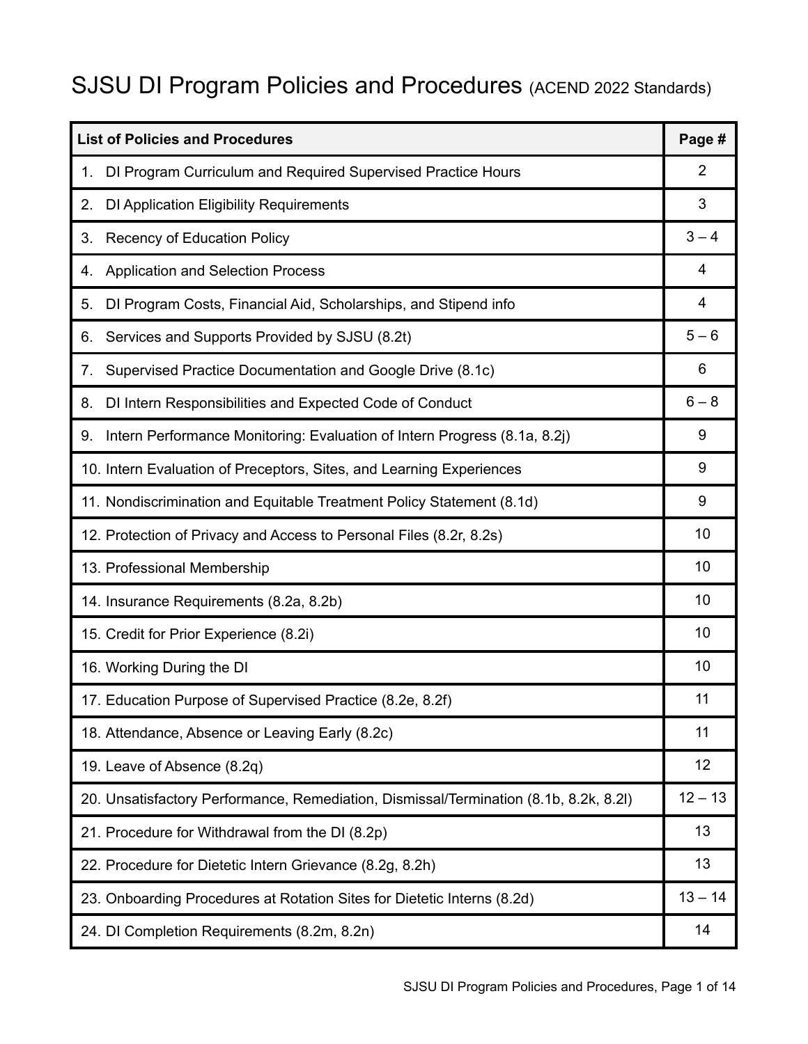# SJSU DI Program Policies and Procedures (ACEND 2022 Standards)

| List of Policies and Procedures | Page # |
|---|---|
| 1. DI Program Curriculum and Required Supervised Practice Hours | 2 |
| 2. DI Application Eligibility Requirements | 3 |
| 3. Recency of Education Policy | 3 – 4 |
| 4. Application and Selection Process | 4 |
| 5. DI Program Costs, Financial Aid, Scholarships, and Stipend info | 4 |
| 6. Services and Supports Provided by SJSU (8.2t) | 5 – 6 |
| 7. Supervised Practice Documentation and Google Drive (8.1c) | 6 |
| 8. DI Intern Responsibilities and Expected Code of Conduct | 6 – 8 |
| 9. Intern Performance Monitoring: Evaluation of Intern Progress (8.1a, 8.2j) | 9 |
| 10. Intern Evaluation of Preceptors, Sites, and Learning Experiences | 9 |
| 11. Nondiscrimination and Equitable Treatment Policy Statement (8.1d) | 9 |
| 12. Protection of Privacy and Access to Personal Files (8.2r, 8.2s) | 10 |
| 13. Professional Membership | 10 |
| 14. Insurance Requirements (8.2a, 8.2b) | 10 |
| 15. Credit for Prior Experience (8.2i) | 10 |
| 16. Working During the DI | 10 |
| 17. Education Purpose of Supervised Practice (8.2e, 8.2f) | 11 |
| 18. Attendance, Absence or Leaving Early (8.2c) | 11 |
| 19. Leave of Absence (8.2q) | 12 |
| 20. Unsatisfactory Performance, Remediation, Dismissal/Termination (8.1b, 8.2k, 8.2l) | 12 – 13 |
| 21. Procedure for Withdrawal from the DI (8.2p) | 13 |
| 22. Procedure for Dietetic Intern Grievance (8.2g, 8.2h) | 13 |
| 23. Onboarding Procedures at Rotation Sites for Dietetic Interns (8.2d) | 13 – 14 |
| 24. DI Completion Requirements (8.2m, 8.2n) | 14 |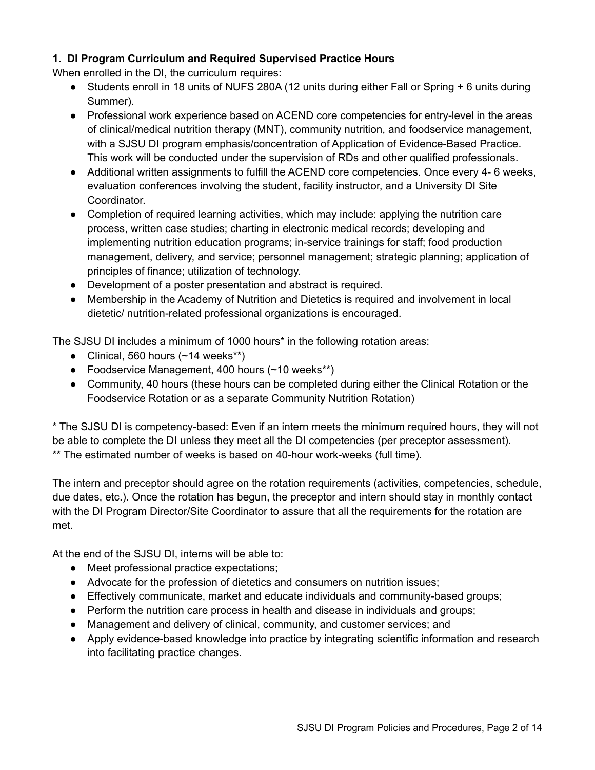**1. DI Program Curriculum and Required Supervised Practice Hours**

When enrolled in the DI, the curriculum requires:

- Students enroll in 18 units of NUFS 280A (12 units during either Fall or Spring + 6 units during Summer).
- Professional work experience based on ACEND core competencies for entry-level in the areas of clinical/medical nutrition therapy (MNT), community nutrition, and foodservice management, with a SJSU DI program emphasis/concentration of Application of Evidence-Based Practice. This work will be conducted under the supervision of RDs and other qualified professionals.
- Additional written assignments to fulfill the ACEND core competencies. Once every 4- 6 weeks, evaluation conferences involving the student, facility instructor, and a University DI Site Coordinator.
- Completion of required learning activities, which may include: applying the nutrition care process, written case studies; charting in electronic medical records; developing and implementing nutrition education programs; in-service trainings for staff; food production management, delivery, and service; personnel management; strategic planning; application of principles of finance; utilization of technology.
- Development of a poster presentation and abstract is required.
- Membership in the Academy of Nutrition and Dietetics is required and involvement in local dietetic/ nutrition-related professional organizations is encouraged.

The SJSU DI includes a minimum of 1000 hours* in the following rotation areas:

- Clinical, 560 hours (~14 weeks**)
- Foodservice Management, 400 hours (~10 weeks**)
- Community, 40 hours (these hours can be completed during either the Clinical Rotation or the Foodservice Rotation or as a separate Community Nutrition Rotation)

\* The SJSU DI is competency-based: Even if an intern meets the minimum required hours, they will not be able to complete the DI unless they meet all the DI competencies (per preceptor assessment).
** The estimated number of weeks is based on 40-hour work-weeks (full time).

The intern and preceptor should agree on the rotation requirements (activities, competencies, schedule, due dates, etc.). Once the rotation has begun, the preceptor and intern should stay in monthly contact with the DI Program Director/Site Coordinator to assure that all the requirements for the rotation are met.

At the end of the SJSU DI, interns will be able to:

- Meet professional practice expectations;
- Advocate for the profession of dietetics and consumers on nutrition issues;
- Effectively communicate, market and educate individuals and community-based groups;
- Perform the nutrition care process in health and disease in individuals and groups;
- Management and delivery of clinical, community, and customer services; and
- Apply evidence-based knowledge into practice by integrating scientific information and research into facilitating practice changes.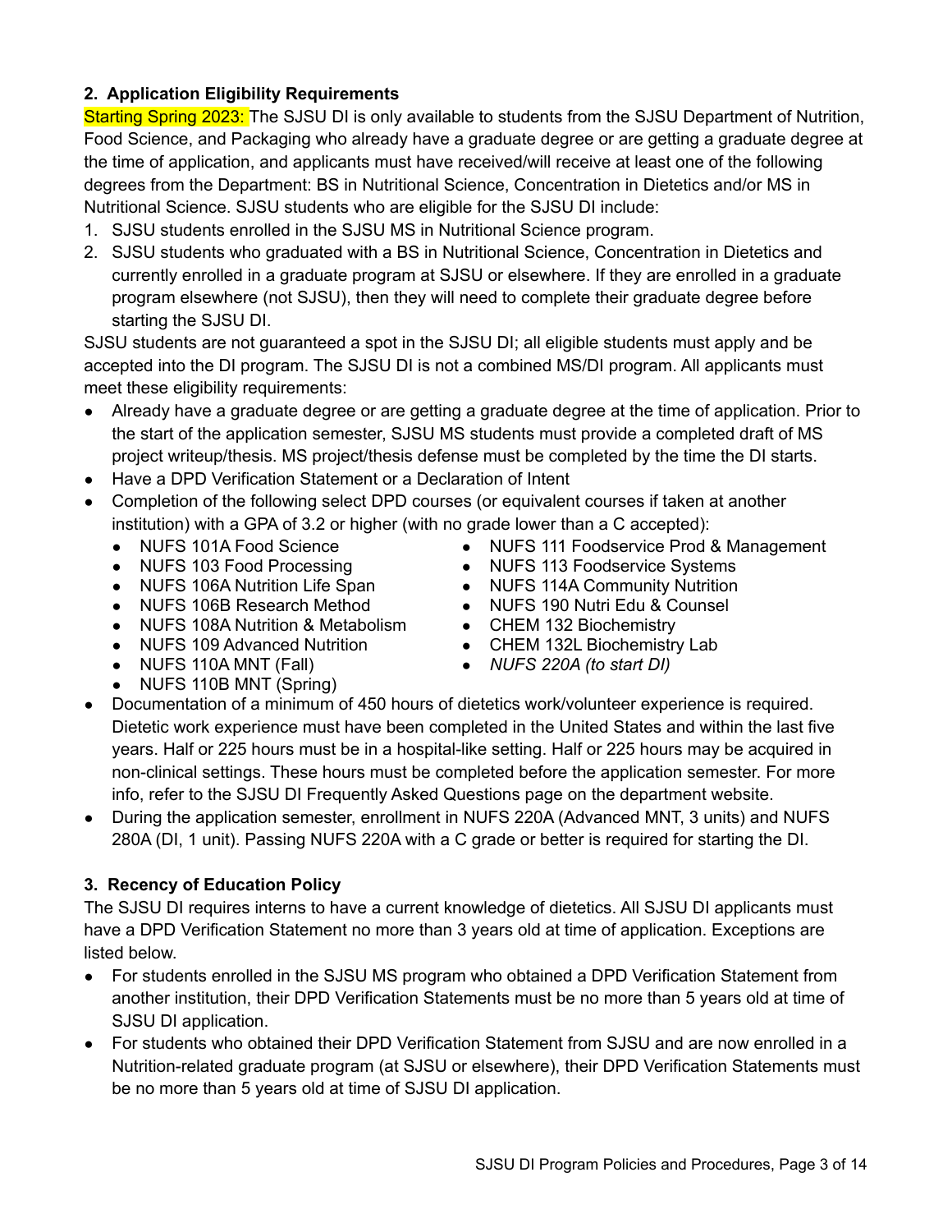### 2. Application Eligibility Requirements

Starting Spring 2023: The SJSU DI is only available to students from the SJSU Department of Nutrition, Food Science, and Packaging who already have a graduate degree or are getting a graduate degree at the time of application, and applicants must have received/will receive at least one of the following degrees from the Department: BS in Nutritional Science, Concentration in Dietetics and/or MS in Nutritional Science. SJSU students who are eligible for the SJSU DI include:

1. SJSU students enrolled in the SJSU MS in Nutritional Science program.
2. SJSU students who graduated with a BS in Nutritional Science, Concentration in Dietetics and currently enrolled in a graduate program at SJSU or elsewhere. If they are enrolled in a graduate program elsewhere (not SJSU), then they will need to complete their graduate degree before starting the SJSU DI.

SJSU students are not guaranteed a spot in the SJSU DI; all eligible students must apply and be accepted into the DI program. The SJSU DI is not a combined MS/DI program. All applicants must meet these eligibility requirements:

- Already have a graduate degree or are getting a graduate degree at the time of application. Prior to the start of the application semester, SJSU MS students must provide a completed draft of MS project writeup/thesis. MS project/thesis defense must be completed by the time the DI starts.
- Have a DPD Verification Statement or a Declaration of Intent
- Completion of the following select DPD courses (or equivalent courses if taken at another institution) with a GPA of 3.2 or higher (with no grade lower than a C accepted):
  - NUFS 101A Food Science
  - NUFS 103 Food Processing
  - NUFS 106A Nutrition Life Span
  - NUFS 106B Research Method
  - NUFS 108A Nutrition & Metabolism
  - NUFS 109 Advanced Nutrition
  - NUFS 110A MNT (Fall)
  - NUFS 110B MNT (Spring)
  - NUFS 111 Foodservice Prod & Management
  - NUFS 113 Foodservice Systems
  - NUFS 114A Community Nutrition
  - NUFS 190 Nutri Edu & Counsel
  - CHEM 132 Biochemistry
  - CHEM 132L Biochemistry Lab
  - *NUFS 220A (to start DI)*
- Documentation of a minimum of 450 hours of dietetics work/volunteer experience is required. Dietetic work experience must have been completed in the United States and within the last five years. Half or 225 hours must be in a hospital-like setting. Half or 225 hours may be acquired in non-clinical settings. These hours must be completed before the application semester. For more info, refer to the SJSU DI Frequently Asked Questions page on the department website.
- During the application semester, enrollment in NUFS 220A (Advanced MNT, 3 units) and NUFS 280A (DI, 1 unit). Passing NUFS 220A with a C grade or better is required for starting the DI.

### 3. Recency of Education Policy

The SJSU DI requires interns to have a current knowledge of dietetics. All SJSU DI applicants must have a DPD Verification Statement no more than 3 years old at time of application. Exceptions are listed below.

- For students enrolled in the SJSU MS program who obtained a DPD Verification Statement from another institution, their DPD Verification Statements must be no more than 5 years old at time of SJSU DI application.
- For students who obtained their DPD Verification Statement from SJSU and are now enrolled in a Nutrition-related graduate program (at SJSU or elsewhere), their DPD Verification Statements must be no more than 5 years old at time of SJSU DI application.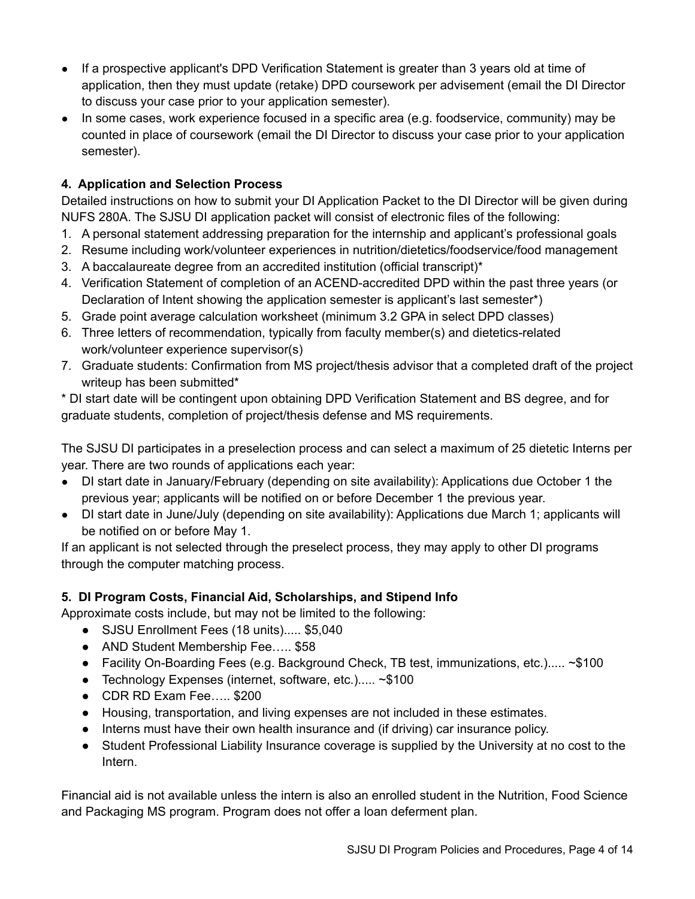- If a prospective applicant's DPD Verification Statement is greater than 3 years old at time of application, then they must update (retake) DPD coursework per advisement (email the DI Director to discuss your case prior to your application semester).
- In some cases, work experience focused in a specific area (e.g. foodservice, community) may be counted in place of coursework (email the DI Director to discuss your case prior to your application semester).

**4. Application and Selection Process**

Detailed instructions on how to submit your DI Application Packet to the DI Director will be given during NUFS 280A. The SJSU DI application packet will consist of electronic files of the following:

1. A personal statement addressing preparation for the internship and applicant's professional goals
2. Resume including work/volunteer experiences in nutrition/dietetics/foodservice/food management
3. A baccalaureate degree from an accredited institution (official transcript)*
4. Verification Statement of completion of an ACEND-accredited DPD within the past three years (or Declaration of Intent showing the application semester is applicant's last semester*)
5. Grade point average calculation worksheet (minimum 3.2 GPA in select DPD classes)
6. Three letters of recommendation, typically from faculty member(s) and dietetics-related work/volunteer experience supervisor(s)
7. Graduate students: Confirmation from MS project/thesis advisor that a completed draft of the project writeup has been submitted*

\* DI start date will be contingent upon obtaining DPD Verification Statement and BS degree, and for graduate students, completion of project/thesis defense and MS requirements.

The SJSU DI participates in a preselection process and can select a maximum of 25 dietetic Interns per year. There are two rounds of applications each year:

- DI start date in January/February (depending on site availability): Applications due October 1 the previous year; applicants will be notified on or before December 1 the previous year.
- DI start date in June/July (depending on site availability): Applications due March 1; applicants will be notified on or before May 1.

If an applicant is not selected through the preselect process, they may apply to other DI programs through the computer matching process.

**5. DI Program Costs, Financial Aid, Scholarships, and Stipend Info**

Approximate costs include, but may not be limited to the following:

- SJSU Enrollment Fees (18 units)..... $5,040
- AND Student Membership Fee….. $58
- Facility On-Boarding Fees (e.g. Background Check, TB test, immunizations, etc.)..... ~$100
- Technology Expenses (internet, software, etc.)..... ~$100
- CDR RD Exam Fee….. $200
- Housing, transportation, and living expenses are not included in these estimates.
- Interns must have their own health insurance and (if driving) car insurance policy.
- Student Professional Liability Insurance coverage is supplied by the University at no cost to the Intern.

Financial aid is not available unless the intern is also an enrolled student in the Nutrition, Food Science and Packaging MS program. Program does not offer a loan deferment plan.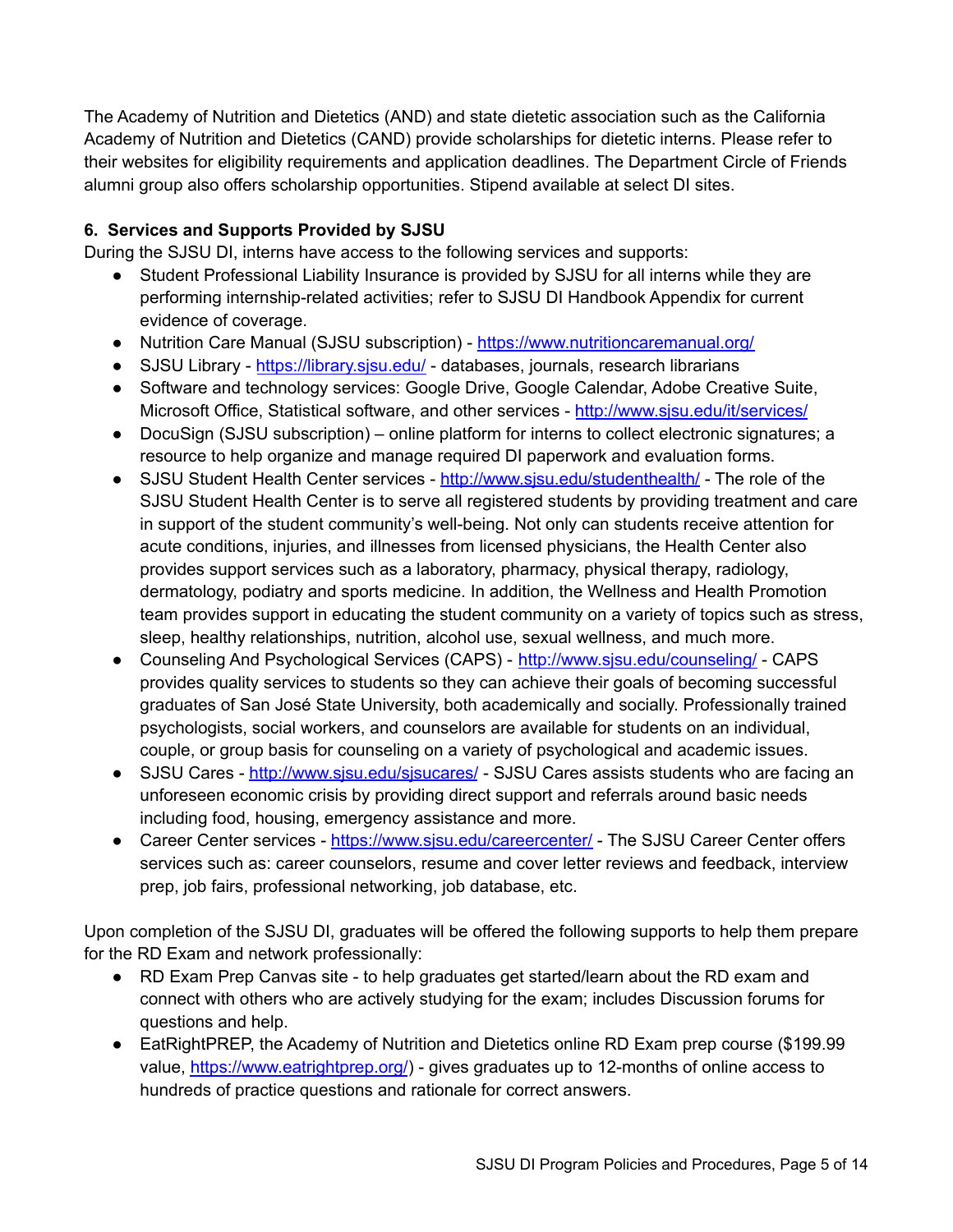The Academy of Nutrition and Dietetics (AND) and state dietetic association such as the California Academy of Nutrition and Dietetics (CAND) provide scholarships for dietetic interns. Please refer to their websites for eligibility requirements and application deadlines. The Department Circle of Friends alumni group also offers scholarship opportunities. Stipend available at select DI sites.

**6. Services and Supports Provided by SJSU**

During the SJSU DI, interns have access to the following services and supports:

- Student Professional Liability Insurance is provided by SJSU for all interns while they are performing internship-related activities; refer to SJSU DI Handbook Appendix for current evidence of coverage.
- Nutrition Care Manual (SJSU subscription) - https://www.nutritioncaremanual.org/
- SJSU Library - https://library.sjsu.edu/ - databases, journals, research librarians
- Software and technology services: Google Drive, Google Calendar, Adobe Creative Suite, Microsoft Office, Statistical software, and other services - http://www.sjsu.edu/it/services/
- DocuSign (SJSU subscription) – online platform for interns to collect electronic signatures; a resource to help organize and manage required DI paperwork and evaluation forms.
- SJSU Student Health Center services - http://www.sjsu.edu/studenthealth/ - The role of the SJSU Student Health Center is to serve all registered students by providing treatment and care in support of the student community's well-being. Not only can students receive attention for acute conditions, injuries, and illnesses from licensed physicians, the Health Center also provides support services such as a laboratory, pharmacy, physical therapy, radiology, dermatology, podiatry and sports medicine. In addition, the Wellness and Health Promotion team provides support in educating the student community on a variety of topics such as stress, sleep, healthy relationships, nutrition, alcohol use, sexual wellness, and much more.
- Counseling And Psychological Services (CAPS) - http://www.sjsu.edu/counseling/ - CAPS provides quality services to students so they can achieve their goals of becoming successful graduates of San José State University, both academically and socially. Professionally trained psychologists, social workers, and counselors are available for students on an individual, couple, or group basis for counseling on a variety of psychological and academic issues.
- SJSU Cares - http://www.sjsu.edu/sjsucares/ - SJSU Cares assists students who are facing an unforeseen economic crisis by providing direct support and referrals around basic needs including food, housing, emergency assistance and more.
- Career Center services - https://www.sjsu.edu/careercenter/ - The SJSU Career Center offers services such as: career counselors, resume and cover letter reviews and feedback, interview prep, job fairs, professional networking, job database, etc.

Upon completion of the SJSU DI, graduates will be offered the following supports to help them prepare for the RD Exam and network professionally:

- RD Exam Prep Canvas site - to help graduates get started/learn about the RD exam and connect with others who are actively studying for the exam; includes Discussion forums for questions and help.
- EatRightPREP, the Academy of Nutrition and Dietetics online RD Exam prep course ($199.99 value, https://www.eatrightprep.org/) - gives graduates up to 12-months of online access to hundreds of practice questions and rationale for correct answers.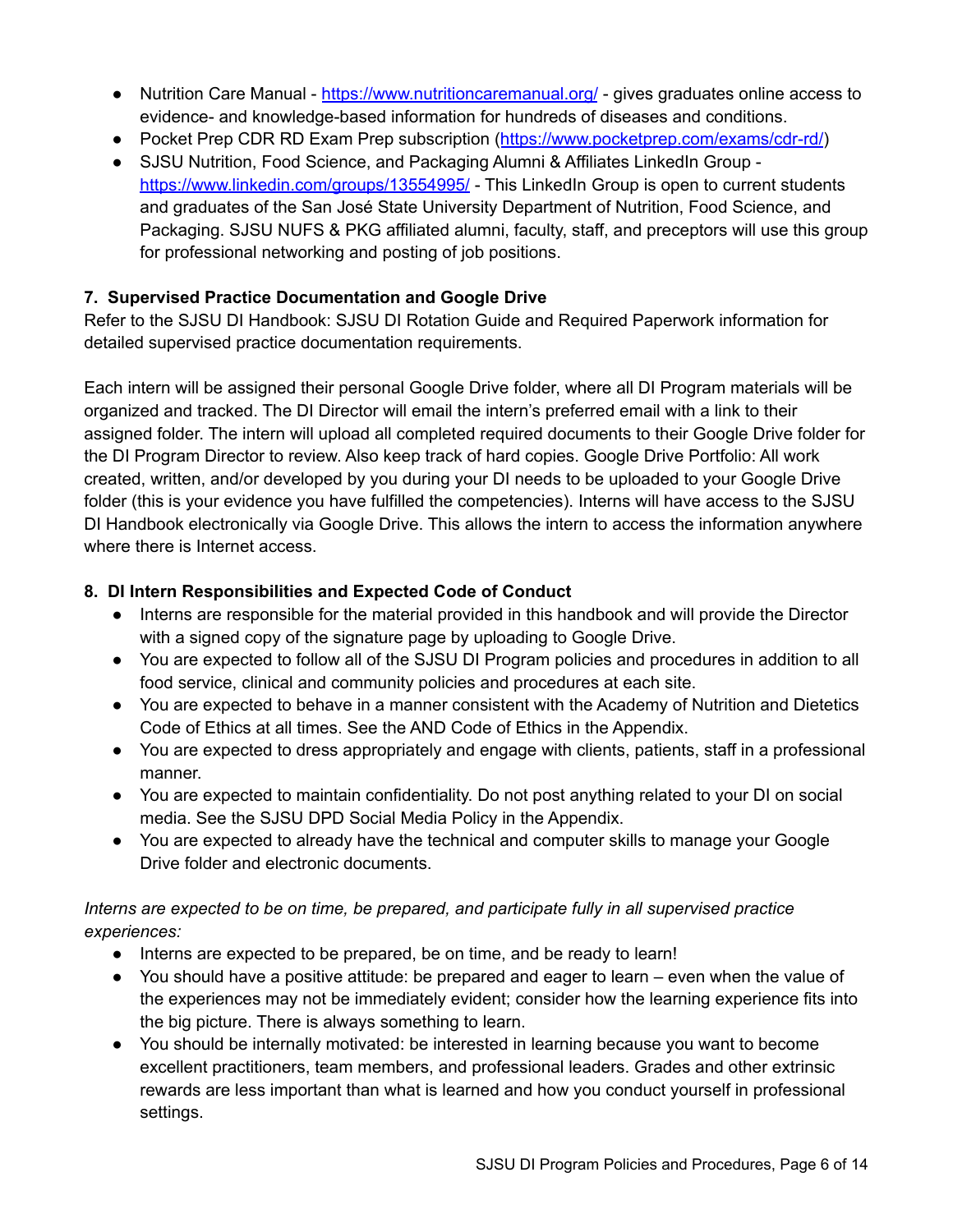- Nutrition Care Manual - https://www.nutritioncaremanual.org/ - gives graduates online access to evidence- and knowledge-based information for hundreds of diseases and conditions.
- Pocket Prep CDR RD Exam Prep subscription (https://www.pocketprep.com/exams/cdr-rd/)
- SJSU Nutrition, Food Science, and Packaging Alumni & Affiliates LinkedIn Group - https://www.linkedin.com/groups/13554995/ - This LinkedIn Group is open to current students and graduates of the San José State University Department of Nutrition, Food Science, and Packaging. SJSU NUFS & PKG affiliated alumni, faculty, staff, and preceptors will use this group for professional networking and posting of job positions.

### 7. Supervised Practice Documentation and Google Drive

Refer to the SJSU DI Handbook: SJSU DI Rotation Guide and Required Paperwork information for detailed supervised practice documentation requirements.

Each intern will be assigned their personal Google Drive folder, where all DI Program materials will be organized and tracked. The DI Director will email the intern's preferred email with a link to their assigned folder. The intern will upload all completed required documents to their Google Drive folder for the DI Program Director to review. Also keep track of hard copies. Google Drive Portfolio: All work created, written, and/or developed by you during your DI needs to be uploaded to your Google Drive folder (this is your evidence you have fulfilled the competencies). Interns will have access to the SJSU DI Handbook electronically via Google Drive. This allows the intern to access the information anywhere where there is Internet access.

### 8. DI Intern Responsibilities and Expected Code of Conduct

- Interns are responsible for the material provided in this handbook and will provide the Director with a signed copy of the signature page by uploading to Google Drive.
- You are expected to follow all of the SJSU DI Program policies and procedures in addition to all food service, clinical and community policies and procedures at each site.
- You are expected to behave in a manner consistent with the Academy of Nutrition and Dietetics Code of Ethics at all times. See the AND Code of Ethics in the Appendix.
- You are expected to dress appropriately and engage with clients, patients, staff in a professional manner.
- You are expected to maintain confidentiality. Do not post anything related to your DI on social media. See the SJSU DPD Social Media Policy in the Appendix.
- You are expected to already have the technical and computer skills to manage your Google Drive folder and electronic documents.

*Interns are expected to be on time, be prepared, and participate fully in all supervised practice experiences:*

- Interns are expected to be prepared, be on time, and be ready to learn!
- You should have a positive attitude: be prepared and eager to learn – even when the value of the experiences may not be immediately evident; consider how the learning experience fits into the big picture. There is always something to learn.
- You should be internally motivated: be interested in learning because you want to become excellent practitioners, team members, and professional leaders. Grades and other extrinsic rewards are less important than what is learned and how you conduct yourself in professional settings.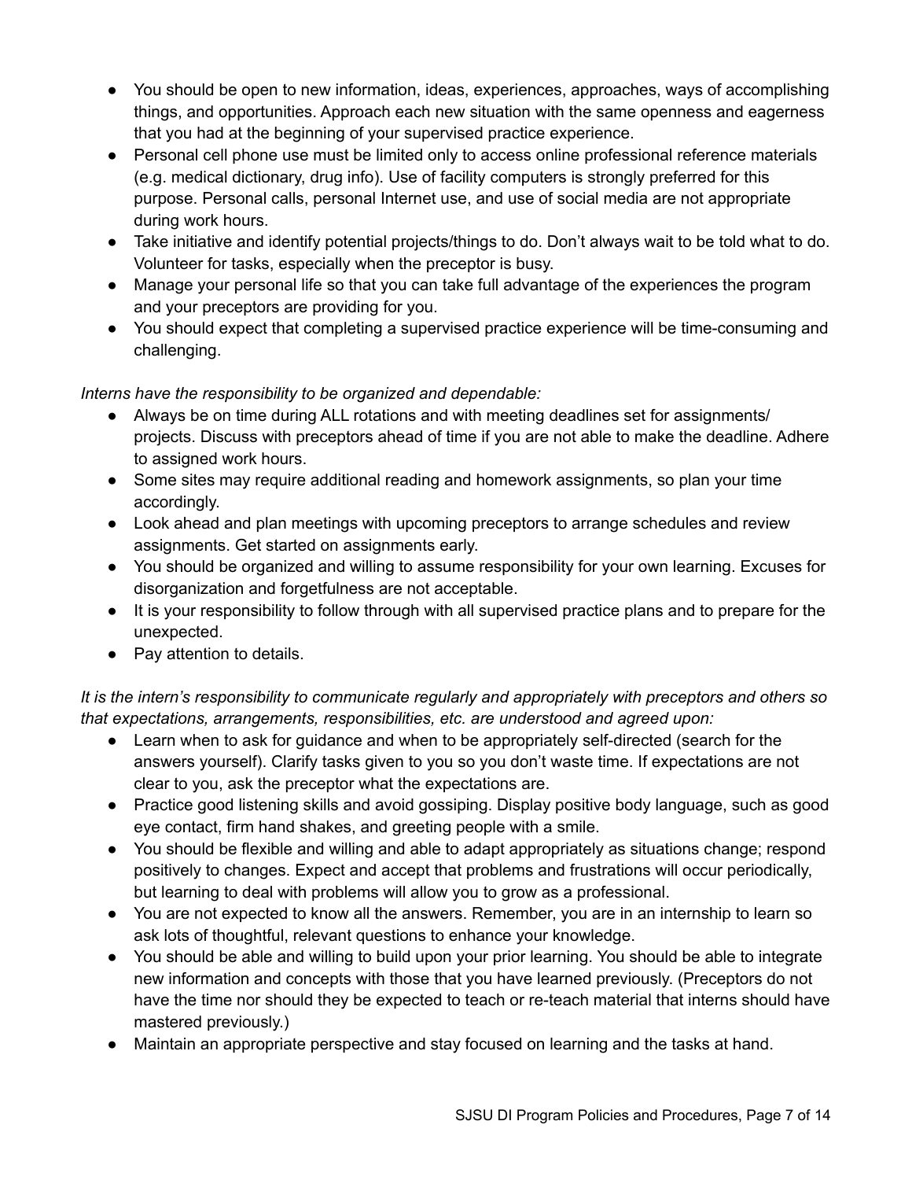- You should be open to new information, ideas, experiences, approaches, ways of accomplishing things, and opportunities. Approach each new situation with the same openness and eagerness that you had at the beginning of your supervised practice experience.
- Personal cell phone use must be limited only to access online professional reference materials (e.g. medical dictionary, drug info). Use of facility computers is strongly preferred for this purpose. Personal calls, personal Internet use, and use of social media are not appropriate during work hours.
- Take initiative and identify potential projects/things to do. Don't always wait to be told what to do. Volunteer for tasks, especially when the preceptor is busy.
- Manage your personal life so that you can take full advantage of the experiences the program and your preceptors are providing for you.
- You should expect that completing a supervised practice experience will be time-consuming and challenging.

*Interns have the responsibility to be organized and dependable:*

- Always be on time during ALL rotations and with meeting deadlines set for assignments/ projects. Discuss with preceptors ahead of time if you are not able to make the deadline. Adhere to assigned work hours.
- Some sites may require additional reading and homework assignments, so plan your time accordingly.
- Look ahead and plan meetings with upcoming preceptors to arrange schedules and review assignments. Get started on assignments early.
- You should be organized and willing to assume responsibility for your own learning. Excuses for disorganization and forgetfulness are not acceptable.
- It is your responsibility to follow through with all supervised practice plans and to prepare for the unexpected.
- Pay attention to details.

*It is the intern's responsibility to communicate regularly and appropriately with preceptors and others so that expectations, arrangements, responsibilities, etc. are understood and agreed upon:*

- Learn when to ask for guidance and when to be appropriately self-directed (search for the answers yourself). Clarify tasks given to you so you don't waste time. If expectations are not clear to you, ask the preceptor what the expectations are.
- Practice good listening skills and avoid gossiping. Display positive body language, such as good eye contact, firm hand shakes, and greeting people with a smile.
- You should be flexible and willing and able to adapt appropriately as situations change; respond positively to changes. Expect and accept that problems and frustrations will occur periodically, but learning to deal with problems will allow you to grow as a professional.
- You are not expected to know all the answers. Remember, you are in an internship to learn so ask lots of thoughtful, relevant questions to enhance your knowledge.
- You should be able and willing to build upon your prior learning. You should be able to integrate new information and concepts with those that you have learned previously. (Preceptors do not have the time nor should they be expected to teach or re-teach material that interns should have mastered previously.)
- Maintain an appropriate perspective and stay focused on learning and the tasks at hand.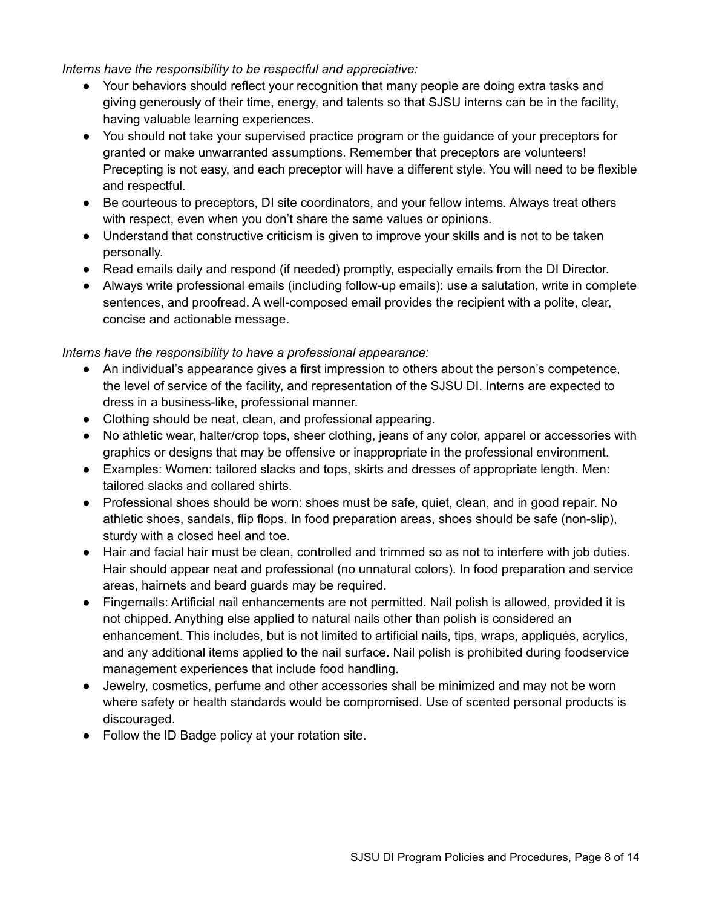*Interns have the responsibility to be respectful and appreciative:*

- Your behaviors should reflect your recognition that many people are doing extra tasks and giving generously of their time, energy, and talents so that SJSU interns can be in the facility, having valuable learning experiences.
- You should not take your supervised practice program or the guidance of your preceptors for granted or make unwarranted assumptions. Remember that preceptors are volunteers! Precepting is not easy, and each preceptor will have a different style. You will need to be flexible and respectful.
- Be courteous to preceptors, DI site coordinators, and your fellow interns. Always treat others with respect, even when you don't share the same values or opinions.
- Understand that constructive criticism is given to improve your skills and is not to be taken personally.
- Read emails daily and respond (if needed) promptly, especially emails from the DI Director.
- Always write professional emails (including follow-up emails): use a salutation, write in complete sentences, and proofread. A well-composed email provides the recipient with a polite, clear, concise and actionable message.

*Interns have the responsibility to have a professional appearance:*

- An individual's appearance gives a first impression to others about the person's competence, the level of service of the facility, and representation of the SJSU DI. Interns are expected to dress in a business-like, professional manner.
- Clothing should be neat, clean, and professional appearing.
- No athletic wear, halter/crop tops, sheer clothing, jeans of any color, apparel or accessories with graphics or designs that may be offensive or inappropriate in the professional environment.
- Examples: Women: tailored slacks and tops, skirts and dresses of appropriate length. Men: tailored slacks and collared shirts.
- Professional shoes should be worn: shoes must be safe, quiet, clean, and in good repair. No athletic shoes, sandals, flip flops. In food preparation areas, shoes should be safe (non-slip), sturdy with a closed heel and toe.
- Hair and facial hair must be clean, controlled and trimmed so as not to interfere with job duties. Hair should appear neat and professional (no unnatural colors). In food preparation and service areas, hairnets and beard guards may be required.
- Fingernails: Artificial nail enhancements are not permitted. Nail polish is allowed, provided it is not chipped. Anything else applied to natural nails other than polish is considered an enhancement. This includes, but is not limited to artificial nails, tips, wraps, appliqués, acrylics, and any additional items applied to the nail surface. Nail polish is prohibited during foodservice management experiences that include food handling.
- Jewelry, cosmetics, perfume and other accessories shall be minimized and may not be worn where safety or health standards would be compromised. Use of scented personal products is discouraged.
- Follow the ID Badge policy at your rotation site.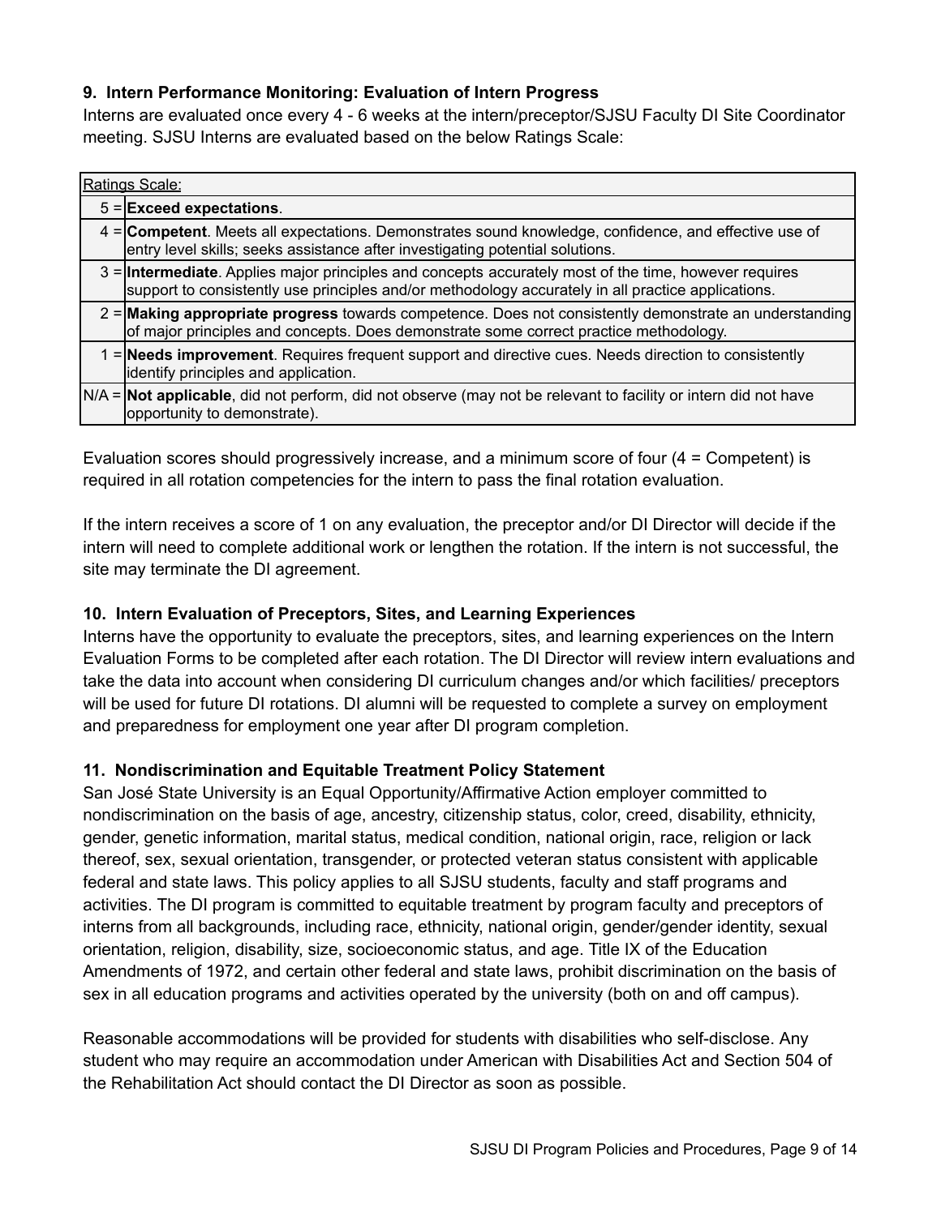### 9. Intern Performance Monitoring: Evaluation of Intern Progress

Interns are evaluated once every 4 - 6 weeks at the intern/preceptor/SJSU Faculty DI Site Coordinator meeting. SJSU Interns are evaluated based on the below Ratings Scale:

| Ratings Scale: | |
|---|---|
| 5 = | **Exceed expectations**. |
| 4 = | **Competent**. Meets all expectations. Demonstrates sound knowledge, confidence, and effective use of entry level skills; seeks assistance after investigating potential solutions. |
| 3 = | **Intermediate**. Applies major principles and concepts accurately most of the time, however requires support to consistently use principles and/or methodology accurately in all practice applications. |
| 2 = | **Making appropriate progress** towards competence. Does not consistently demonstrate an understanding of major principles and concepts. Does demonstrate some correct practice methodology. |
| 1 = | **Needs improvement**. Requires frequent support and directive cues. Needs direction to consistently identify principles and application. |
| N/A = | **Not applicable**, did not perform, did not observe (may not be relevant to facility or intern did not have opportunity to demonstrate). |

Evaluation scores should progressively increase, and a minimum score of four (4 = Competent) is required in all rotation competencies for the intern to pass the final rotation evaluation.

If the intern receives a score of 1 on any evaluation, the preceptor and/or DI Director will decide if the intern will need to complete additional work or lengthen the rotation. If the intern is not successful, the site may terminate the DI agreement.

### 10. Intern Evaluation of Preceptors, Sites, and Learning Experiences

Interns have the opportunity to evaluate the preceptors, sites, and learning experiences on the Intern Evaluation Forms to be completed after each rotation. The DI Director will review intern evaluations and take the data into account when considering DI curriculum changes and/or which facilities/ preceptors will be used for future DI rotations. DI alumni will be requested to complete a survey on employment and preparedness for employment one year after DI program completion.

### 11. Nondiscrimination and Equitable Treatment Policy Statement

San José State University is an Equal Opportunity/Affirmative Action employer committed to nondiscrimination on the basis of age, ancestry, citizenship status, color, creed, disability, ethnicity, gender, genetic information, marital status, medical condition, national origin, race, religion or lack thereof, sex, sexual orientation, transgender, or protected veteran status consistent with applicable federal and state laws. This policy applies to all SJSU students, faculty and staff programs and activities. The DI program is committed to equitable treatment by program faculty and preceptors of interns from all backgrounds, including race, ethnicity, national origin, gender/gender identity, sexual orientation, religion, disability, size, socioeconomic status, and age. Title IX of the Education Amendments of 1972, and certain other federal and state laws, prohibit discrimination on the basis of sex in all education programs and activities operated by the university (both on and off campus).

Reasonable accommodations will be provided for students with disabilities who self-disclose. Any student who may require an accommodation under American with Disabilities Act and Section 504 of the Rehabilitation Act should contact the DI Director as soon as possible.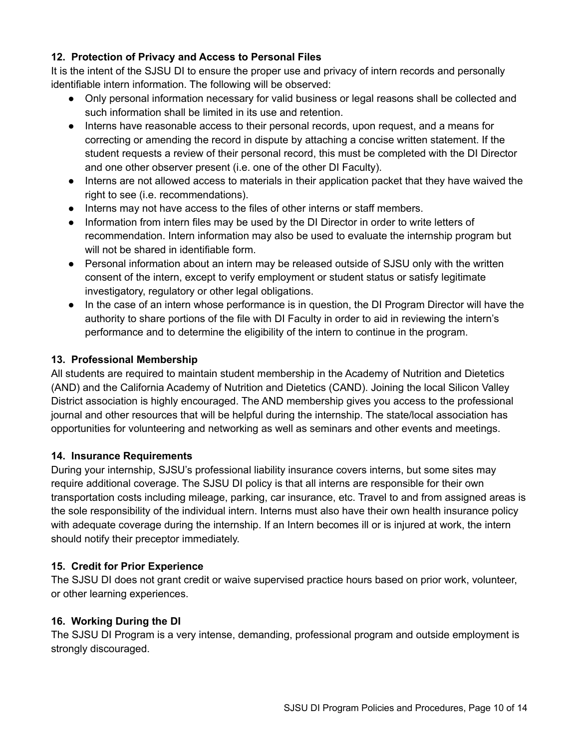### 12. Protection of Privacy and Access to Personal Files

It is the intent of the SJSU DI to ensure the proper use and privacy of intern records and personally identifiable intern information. The following will be observed:

- Only personal information necessary for valid business or legal reasons shall be collected and such information shall be limited in its use and retention.
- Interns have reasonable access to their personal records, upon request, and a means for correcting or amending the record in dispute by attaching a concise written statement. If the student requests a review of their personal record, this must be completed with the DI Director and one other observer present (i.e. one of the other DI Faculty).
- Interns are not allowed access to materials in their application packet that they have waived the right to see (i.e. recommendations).
- Interns may not have access to the files of other interns or staff members.
- Information from intern files may be used by the DI Director in order to write letters of recommendation. Intern information may also be used to evaluate the internship program but will not be shared in identifiable form.
- Personal information about an intern may be released outside of SJSU only with the written consent of the intern, except to verify employment or student status or satisfy legitimate investigatory, regulatory or other legal obligations.
- In the case of an intern whose performance is in question, the DI Program Director will have the authority to share portions of the file with DI Faculty in order to aid in reviewing the intern's performance and to determine the eligibility of the intern to continue in the program.

### 13. Professional Membership

All students are required to maintain student membership in the Academy of Nutrition and Dietetics (AND) and the California Academy of Nutrition and Dietetics (CAND). Joining the local Silicon Valley District association is highly encouraged. The AND membership gives you access to the professional journal and other resources that will be helpful during the internship. The state/local association has opportunities for volunteering and networking as well as seminars and other events and meetings.

### 14. Insurance Requirements

During your internship, SJSU's professional liability insurance covers interns, but some sites may require additional coverage. The SJSU DI policy is that all interns are responsible for their own transportation costs including mileage, parking, car insurance, etc. Travel to and from assigned areas is the sole responsibility of the individual intern. Interns must also have their own health insurance policy with adequate coverage during the internship. If an Intern becomes ill or is injured at work, the intern should notify their preceptor immediately.

### 15. Credit for Prior Experience

The SJSU DI does not grant credit or waive supervised practice hours based on prior work, volunteer, or other learning experiences.

### 16. Working During the DI

The SJSU DI Program is a very intense, demanding, professional program and outside employment is strongly discouraged.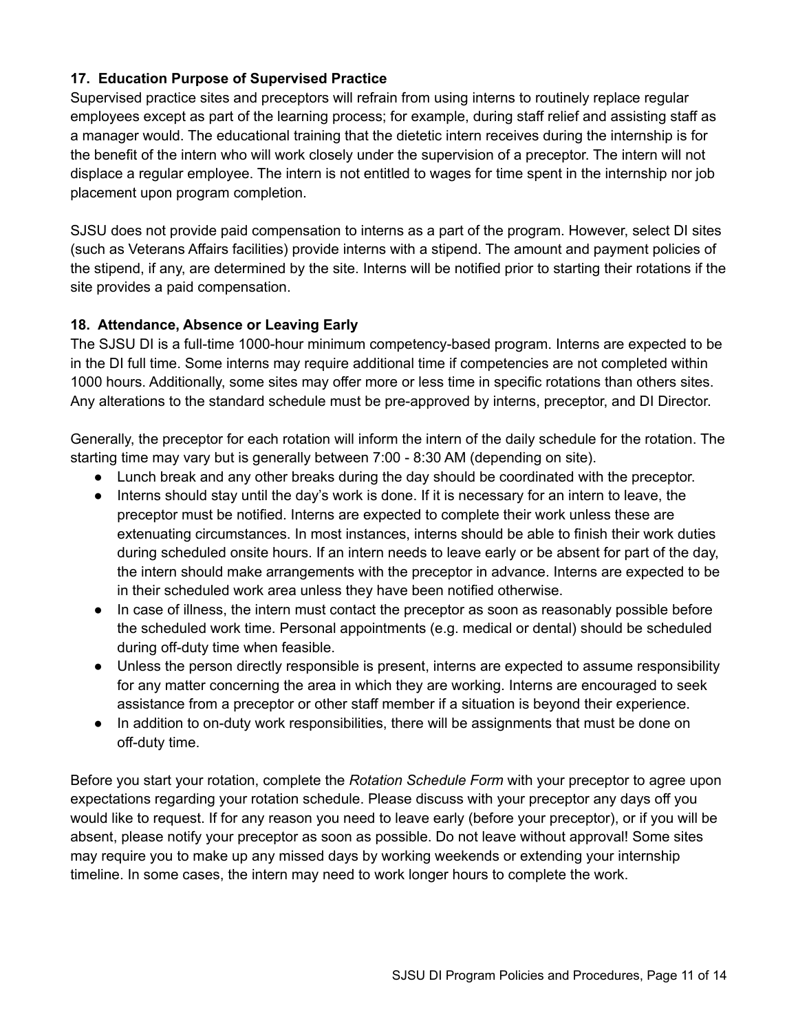### 17. Education Purpose of Supervised Practice

Supervised practice sites and preceptors will refrain from using interns to routinely replace regular employees except as part of the learning process; for example, during staff relief and assisting staff as a manager would. The educational training that the dietetic intern receives during the internship is for the benefit of the intern who will work closely under the supervision of a preceptor. The intern will not displace a regular employee. The intern is not entitled to wages for time spent in the internship nor job placement upon program completion.

SJSU does not provide paid compensation to interns as a part of the program. However, select DI sites (such as Veterans Affairs facilities) provide interns with a stipend. The amount and payment policies of the stipend, if any, are determined by the site. Interns will be notified prior to starting their rotations if the site provides a paid compensation.

### 18. Attendance, Absence or Leaving Early

The SJSU DI is a full-time 1000-hour minimum competency-based program. Interns are expected to be in the DI full time. Some interns may require additional time if competencies are not completed within 1000 hours. Additionally, some sites may offer more or less time in specific rotations than others sites. Any alterations to the standard schedule must be pre-approved by interns, preceptor, and DI Director.

Generally, the preceptor for each rotation will inform the intern of the daily schedule for the rotation. The starting time may vary but is generally between 7:00 - 8:30 AM (depending on site).

- Lunch break and any other breaks during the day should be coordinated with the preceptor.
- Interns should stay until the day's work is done. If it is necessary for an intern to leave, the preceptor must be notified. Interns are expected to complete their work unless these are extenuating circumstances. In most instances, interns should be able to finish their work duties during scheduled onsite hours. If an intern needs to leave early or be absent for part of the day, the intern should make arrangements with the preceptor in advance. Interns are expected to be in their scheduled work area unless they have been notified otherwise.
- In case of illness, the intern must contact the preceptor as soon as reasonably possible before the scheduled work time. Personal appointments (e.g. medical or dental) should be scheduled during off-duty time when feasible.
- Unless the person directly responsible is present, interns are expected to assume responsibility for any matter concerning the area in which they are working. Interns are encouraged to seek assistance from a preceptor or other staff member if a situation is beyond their experience.
- In addition to on-duty work responsibilities, there will be assignments that must be done on off-duty time.

Before you start your rotation, complete the *Rotation Schedule Form* with your preceptor to agree upon expectations regarding your rotation schedule. Please discuss with your preceptor any days off you would like to request. If for any reason you need to leave early (before your preceptor), or if you will be absent, please notify your preceptor as soon as possible. Do not leave without approval! Some sites may require you to make up any missed days by working weekends or extending your internship timeline. In some cases, the intern may need to work longer hours to complete the work.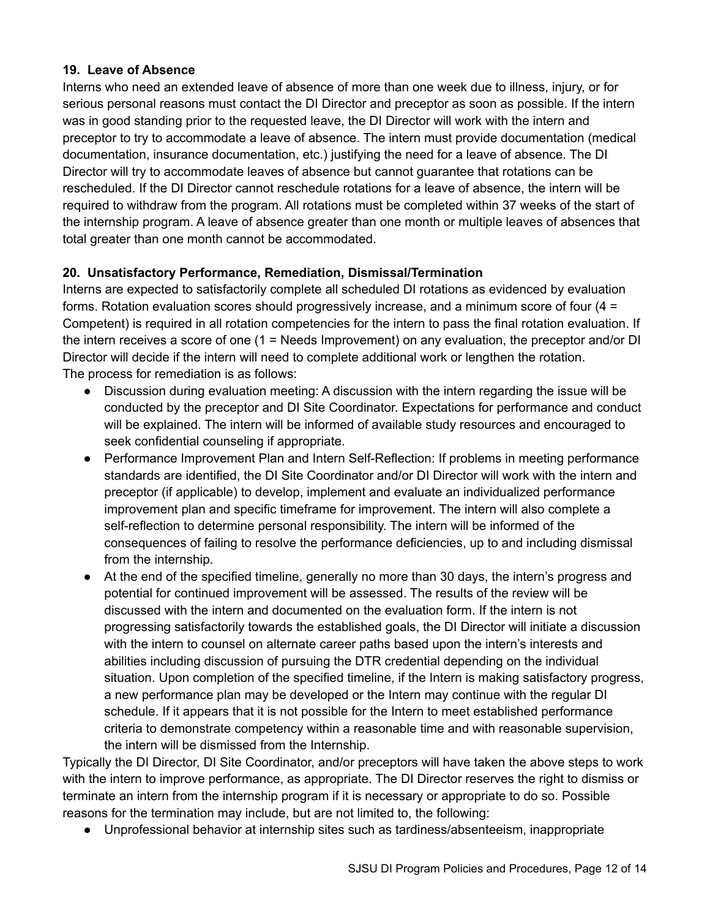**19. Leave of Absence**

Interns who need an extended leave of absence of more than one week due to illness, injury, or for serious personal reasons must contact the DI Director and preceptor as soon as possible. If the intern was in good standing prior to the requested leave, the DI Director will work with the intern and preceptor to try to accommodate a leave of absence. The intern must provide documentation (medical documentation, insurance documentation, etc.) justifying the need for a leave of absence. The DI Director will try to accommodate leaves of absence but cannot guarantee that rotations can be rescheduled. If the DI Director cannot reschedule rotations for a leave of absence, the intern will be required to withdraw from the program. All rotations must be completed within 37 weeks of the start of the internship program. A leave of absence greater than one month or multiple leaves of absences that total greater than one month cannot be accommodated.

**20. Unsatisfactory Performance, Remediation, Dismissal/Termination**

Interns are expected to satisfactorily complete all scheduled DI rotations as evidenced by evaluation forms. Rotation evaluation scores should progressively increase, and a minimum score of four (4 = Competent) is required in all rotation competencies for the intern to pass the final rotation evaluation. If the intern receives a score of one (1 = Needs Improvement) on any evaluation, the preceptor and/or DI Director will decide if the intern will need to complete additional work or lengthen the rotation.
The process for remediation is as follows:

- Discussion during evaluation meeting: A discussion with the intern regarding the issue will be conducted by the preceptor and DI Site Coordinator. Expectations for performance and conduct will be explained. The intern will be informed of available study resources and encouraged to seek confidential counseling if appropriate.
- Performance Improvement Plan and Intern Self-Reflection: If problems in meeting performance standards are identified, the DI Site Coordinator and/or DI Director will work with the intern and preceptor (if applicable) to develop, implement and evaluate an individualized performance improvement plan and specific timeframe for improvement. The intern will also complete a self-reflection to determine personal responsibility. The intern will be informed of the consequences of failing to resolve the performance deficiencies, up to and including dismissal from the internship.
- At the end of the specified timeline, generally no more than 30 days, the intern's progress and potential for continued improvement will be assessed. The results of the review will be discussed with the intern and documented on the evaluation form. If the intern is not progressing satisfactorily towards the established goals, the DI Director will initiate a discussion with the intern to counsel on alternate career paths based upon the intern's interests and abilities including discussion of pursuing the DTR credential depending on the individual situation. Upon completion of the specified timeline, if the Intern is making satisfactory progress, a new performance plan may be developed or the Intern may continue with the regular DI schedule. If it appears that it is not possible for the Intern to meet established performance criteria to demonstrate competency within a reasonable time and with reasonable supervision, the intern will be dismissed from the Internship.

Typically the DI Director, DI Site Coordinator, and/or preceptors will have taken the above steps to work with the intern to improve performance, as appropriate. The DI Director reserves the right to dismiss or terminate an intern from the internship program if it is necessary or appropriate to do so. Possible reasons for the termination may include, but are not limited to, the following:

- Unprofessional behavior at internship sites such as tardiness/absenteeism, inappropriate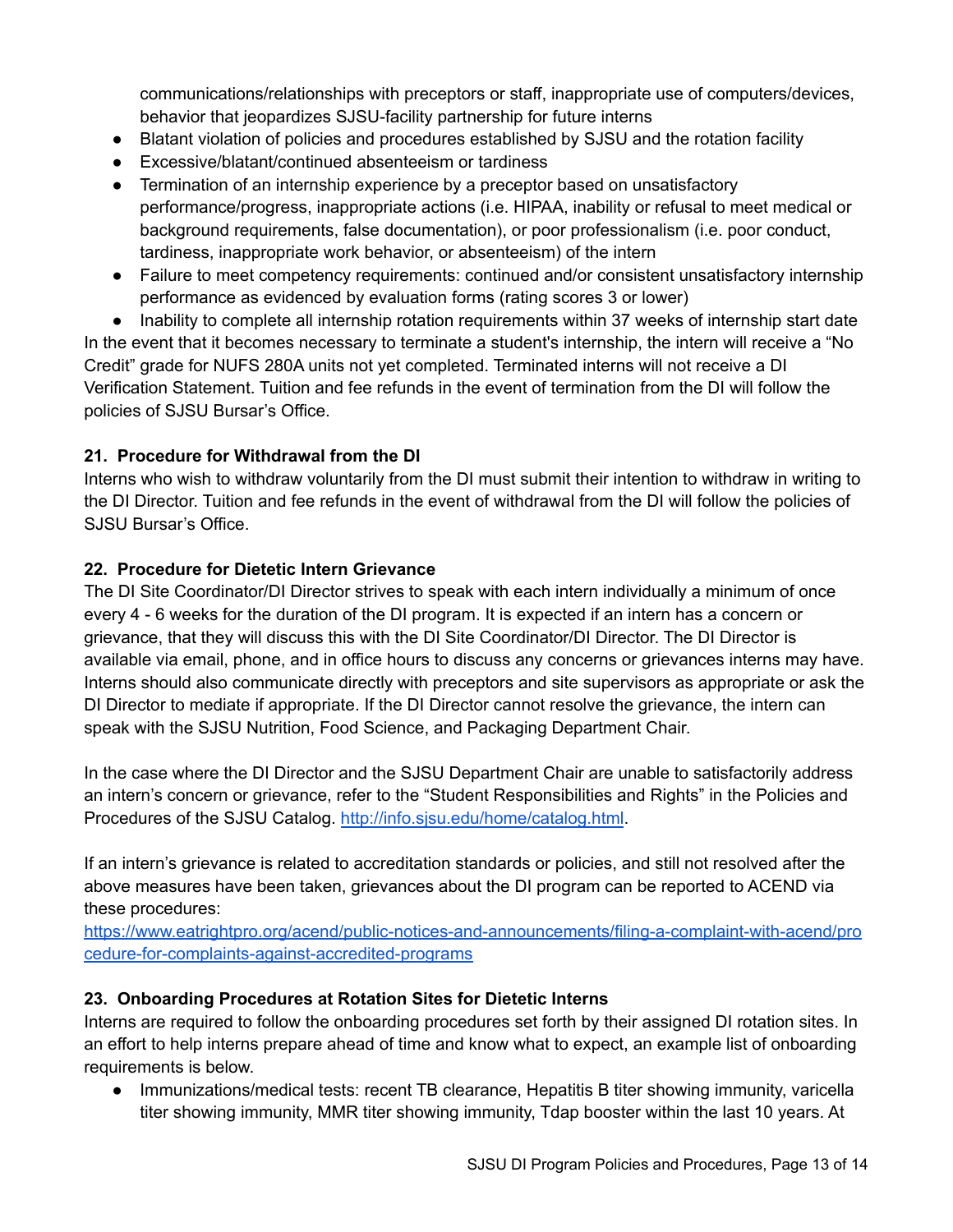communications/relationships with preceptors or staff, inappropriate use of computers/devices, behavior that jeopardizes SJSU-facility partnership for future interns

- Blatant violation of policies and procedures established by SJSU and the rotation facility
- Excessive/blatant/continued absenteeism or tardiness
- Termination of an internship experience by a preceptor based on unsatisfactory performance/progress, inappropriate actions (i.e. HIPAA, inability or refusal to meet medical or background requirements, false documentation), or poor professionalism (i.e. poor conduct, tardiness, inappropriate work behavior, or absenteeism) of the intern
- Failure to meet competency requirements: continued and/or consistent unsatisfactory internship performance as evidenced by evaluation forms (rating scores 3 or lower)
- Inability to complete all internship rotation requirements within 37 weeks of internship start date

In the event that it becomes necessary to terminate a student's internship, the intern will receive a "No Credit" grade for NUFS 280A units not yet completed. Terminated interns will not receive a DI Verification Statement. Tuition and fee refunds in the event of termination from the DI will follow the policies of SJSU Bursar's Office.

**21. Procedure for Withdrawal from the DI**

Interns who wish to withdraw voluntarily from the DI must submit their intention to withdraw in writing to the DI Director. Tuition and fee refunds in the event of withdrawal from the DI will follow the policies of SJSU Bursar's Office.

**22. Procedure for Dietetic Intern Grievance**

The DI Site Coordinator/DI Director strives to speak with each intern individually a minimum of once every 4 - 6 weeks for the duration of the DI program. It is expected if an intern has a concern or grievance, that they will discuss this with the DI Site Coordinator/DI Director. The DI Director is available via email, phone, and in office hours to discuss any concerns or grievances interns may have. Interns should also communicate directly with preceptors and site supervisors as appropriate or ask the DI Director to mediate if appropriate. If the DI Director cannot resolve the grievance, the intern can speak with the SJSU Nutrition, Food Science, and Packaging Department Chair.

In the case where the DI Director and the SJSU Department Chair are unable to satisfactorily address an intern's concern or grievance, refer to the "Student Responsibilities and Rights" in the Policies and Procedures of the SJSU Catalog. http://info.sjsu.edu/home/catalog.html.

If an intern's grievance is related to accreditation standards or policies, and still not resolved after the above measures have been taken, grievances about the DI program can be reported to ACEND via these procedures:
https://www.eatrightpro.org/acend/public-notices-and-announcements/filing-a-complaint-with-acend/procedure-for-complaints-against-accredited-programs

**23. Onboarding Procedures at Rotation Sites for Dietetic Interns**

Interns are required to follow the onboarding procedures set forth by their assigned DI rotation sites. In an effort to help interns prepare ahead of time and know what to expect, an example list of onboarding requirements is below.

- Immunizations/medical tests: recent TB clearance, Hepatitis B titer showing immunity, varicella titer showing immunity, MMR titer showing immunity, Tdap booster within the last 10 years. At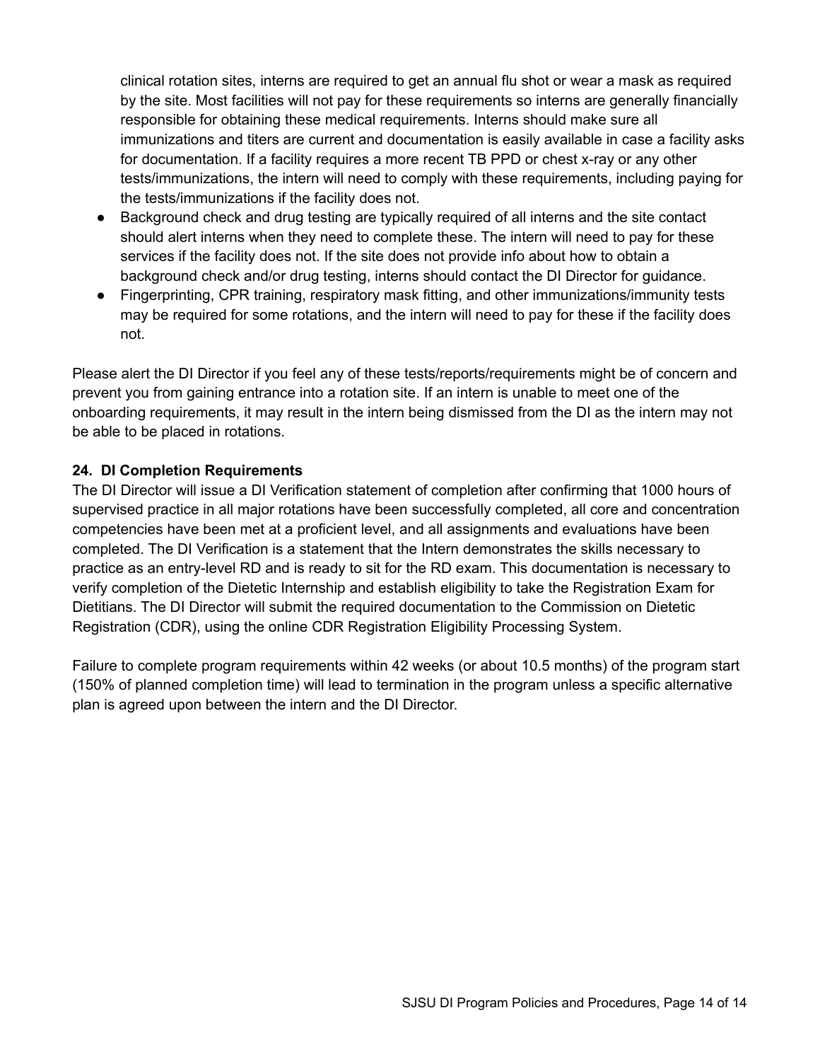clinical rotation sites, interns are required to get an annual flu shot or wear a mask as required by the site. Most facilities will not pay for these requirements so interns are generally financially responsible for obtaining these medical requirements. Interns should make sure all immunizations and titers are current and documentation is easily available in case a facility asks for documentation. If a facility requires a more recent TB PPD or chest x-ray or any other tests/immunizations, the intern will need to comply with these requirements, including paying for the tests/immunizations if the facility does not.

- Background check and drug testing are typically required of all interns and the site contact should alert interns when they need to complete these. The intern will need to pay for these services if the facility does not. If the site does not provide info about how to obtain a background check and/or drug testing, interns should contact the DI Director for guidance.
- Fingerprinting, CPR training, respiratory mask fitting, and other immunizations/immunity tests may be required for some rotations, and the intern will need to pay for these if the facility does not.

Please alert the DI Director if you feel any of these tests/reports/requirements might be of concern and prevent you from gaining entrance into a rotation site. If an intern is unable to meet one of the onboarding requirements, it may result in the intern being dismissed from the DI as the intern may not be able to be placed in rotations.

**24. DI Completion Requirements**

The DI Director will issue a DI Verification statement of completion after confirming that 1000 hours of supervised practice in all major rotations have been successfully completed, all core and concentration competencies have been met at a proficient level, and all assignments and evaluations have been completed. The DI Verification is a statement that the Intern demonstrates the skills necessary to practice as an entry-level RD and is ready to sit for the RD exam. This documentation is necessary to verify completion of the Dietetic Internship and establish eligibility to take the Registration Exam for Dietitians. The DI Director will submit the required documentation to the Commission on Dietetic Registration (CDR), using the online CDR Registration Eligibility Processing System.

Failure to complete program requirements within 42 weeks (or about 10.5 months) of the program start (150% of planned completion time) will lead to termination in the program unless a specific alternative plan is agreed upon between the intern and the DI Director.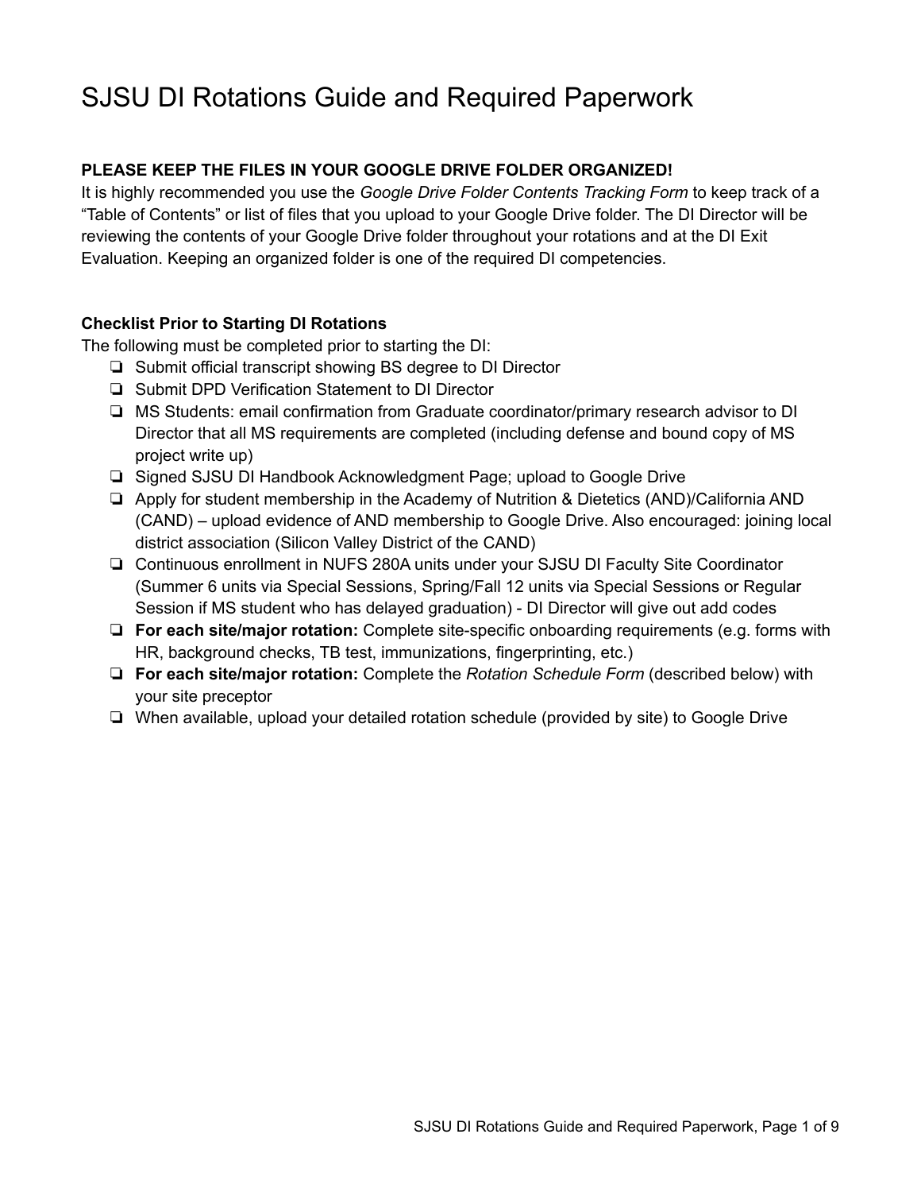# SJSU DI Rotations Guide and Required Paperwork

**PLEASE KEEP THE FILES IN YOUR GOOGLE DRIVE FOLDER ORGANIZED!**

It is highly recommended you use the *Google Drive Folder Contents Tracking Form* to keep track of a "Table of Contents" or list of files that you upload to your Google Drive folder. The DI Director will be reviewing the contents of your Google Drive folder throughout your rotations and at the DI Exit Evaluation. Keeping an organized folder is one of the required DI competencies.

**Checklist Prior to Starting DI Rotations**

The following must be completed prior to starting the DI:

- ❏ Submit official transcript showing BS degree to DI Director
- ❏ Submit DPD Verification Statement to DI Director
- ❏ MS Students: email confirmation from Graduate coordinator/primary research advisor to DI Director that all MS requirements are completed (including defense and bound copy of MS project write up)
- ❏ Signed SJSU DI Handbook Acknowledgment Page; upload to Google Drive
- ❏ Apply for student membership in the Academy of Nutrition & Dietetics (AND)/California AND (CAND) – upload evidence of AND membership to Google Drive. Also encouraged: joining local district association (Silicon Valley District of the CAND)
- ❏ Continuous enrollment in NUFS 280A units under your SJSU DI Faculty Site Coordinator (Summer 6 units via Special Sessions, Spring/Fall 12 units via Special Sessions or Regular Session if MS student who has delayed graduation) - DI Director will give out add codes
- ❏ **For each site/major rotation:** Complete site-specific onboarding requirements (e.g. forms with HR, background checks, TB test, immunizations, fingerprinting, etc.)
- ❏ **For each site/major rotation:** Complete the *Rotation Schedule Form* (described below) with your site preceptor
- ❏ When available, upload your detailed rotation schedule (provided by site) to Google Drive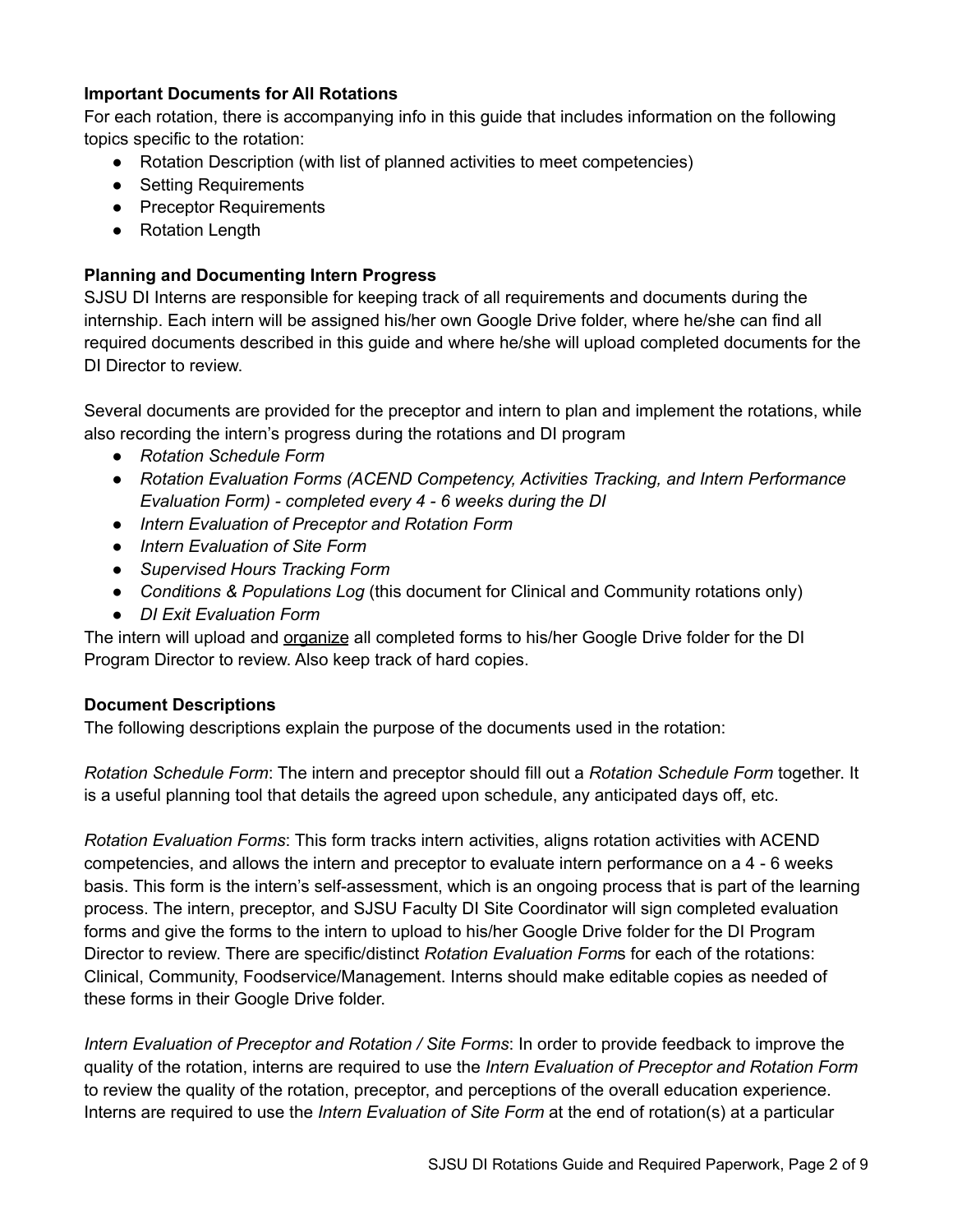**Important Documents for All Rotations**

For each rotation, there is accompanying info in this guide that includes information on the following topics specific to the rotation:

- Rotation Description (with list of planned activities to meet competencies)
- Setting Requirements
- Preceptor Requirements
- Rotation Length

**Planning and Documenting Intern Progress**

SJSU DI Interns are responsible for keeping track of all requirements and documents during the internship. Each intern will be assigned his/her own Google Drive folder, where he/she can find all required documents described in this guide and where he/she will upload completed documents for the DI Director to review.

Several documents are provided for the preceptor and intern to plan and implement the rotations, while also recording the intern's progress during the rotations and DI program

- *Rotation Schedule Form*
- *Rotation Evaluation Forms (ACEND Competency, Activities Tracking, and Intern Performance Evaluation Form) - completed every 4 - 6 weeks during the DI*
- *Intern Evaluation of Preceptor and Rotation Form*
- *Intern Evaluation of Site Form*
- *Supervised Hours Tracking Form*
- *Conditions & Populations Log* (this document for Clinical and Community rotations only)
- *DI Exit Evaluation Form*

The intern will upload and <u>organize</u> all completed forms to his/her Google Drive folder for the DI Program Director to review. Also keep track of hard copies.

**Document Descriptions**

The following descriptions explain the purpose of the documents used in the rotation:

*Rotation Schedule Form*: The intern and preceptor should fill out a *Rotation Schedule Form* together. It is a useful planning tool that details the agreed upon schedule, any anticipated days off, etc.

*Rotation Evaluation Forms*: This form tracks intern activities, aligns rotation activities with ACEND competencies, and allows the intern and preceptor to evaluate intern performance on a 4 - 6 weeks basis. This form is the intern's self-assessment, which is an ongoing process that is part of the learning process. The intern, preceptor, and SJSU Faculty DI Site Coordinator will sign completed evaluation forms and give the forms to the intern to upload to his/her Google Drive folder for the DI Program Director to review. There are specific/distinct *Rotation Evaluation Form*s for each of the rotations: Clinical, Community, Foodservice/Management. Interns should make editable copies as needed of these forms in their Google Drive folder.

*Intern Evaluation of Preceptor and Rotation / Site Forms*: In order to provide feedback to improve the quality of the rotation, interns are required to use the *Intern Evaluation of Preceptor and Rotation Form* to review the quality of the rotation, preceptor, and perceptions of the overall education experience. Interns are required to use the *Intern Evaluation of Site Form* at the end of rotation(s) at a particular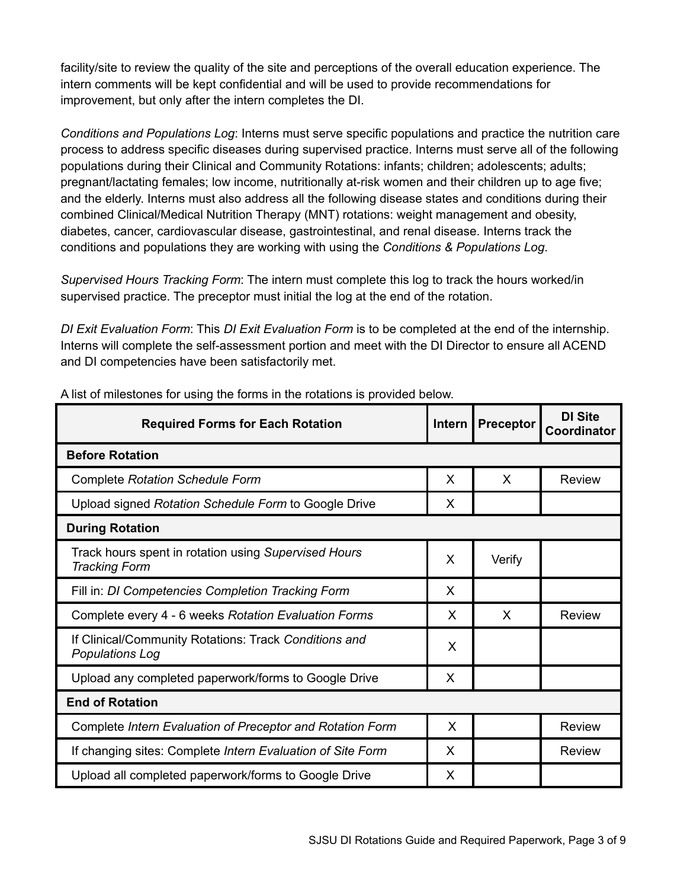facility/site to review the quality of the site and perceptions of the overall education experience. The intern comments will be kept confidential and will be used to provide recommendations for improvement, but only after the intern completes the DI.

*Conditions and Populations Log*: Interns must serve specific populations and practice the nutrition care process to address specific diseases during supervised practice. Interns must serve all of the following populations during their Clinical and Community Rotations: infants; children; adolescents; adults; pregnant/lactating females; low income, nutritionally at-risk women and their children up to age five; and the elderly. Interns must also address all the following disease states and conditions during their combined Clinical/Medical Nutrition Therapy (MNT) rotations: weight management and obesity, diabetes, cancer, cardiovascular disease, gastrointestinal, and renal disease. Interns track the conditions and populations they are working with using the *Conditions & Populations Log*.

*Supervised Hours Tracking Form*: The intern must complete this log to track the hours worked/in supervised practice. The preceptor must initial the log at the end of the rotation.

*DI Exit Evaluation Form*: This *DI Exit Evaluation Form* is to be completed at the end of the internship. Interns will complete the self-assessment portion and meet with the DI Director to ensure all ACEND and DI competencies have been satisfactorily met.

A list of milestones for using the forms in the rotations is provided below.

| Required Forms for Each Rotation | Intern | Preceptor | DI Site Coordinator |
|---|---|---|---|
| **Before Rotation** | | | |
| Complete *Rotation Schedule Form* | X | X | Review |
| Upload signed *Rotation Schedule Form* to Google Drive | X | | |
| **During Rotation** | | | |
| Track hours spent in rotation using *Supervised Hours Tracking Form* | X | Verify | |
| Fill in: *DI Competencies Completion Tracking Form* | X | | |
| Complete every 4 - 6 weeks *Rotation Evaluation Forms* | X | X | Review |
| If Clinical/Community Rotations: Track *Conditions and Populations Log* | X | | |
| Upload any completed paperwork/forms to Google Drive | X | | |
| **End of Rotation** | | | |
| Complete *Intern Evaluation of Preceptor and Rotation Form* | X | | Review |
| If changing sites: Complete *Intern Evaluation of Site Form* | X | | Review |
| Upload all completed paperwork/forms to Google Drive | X | | |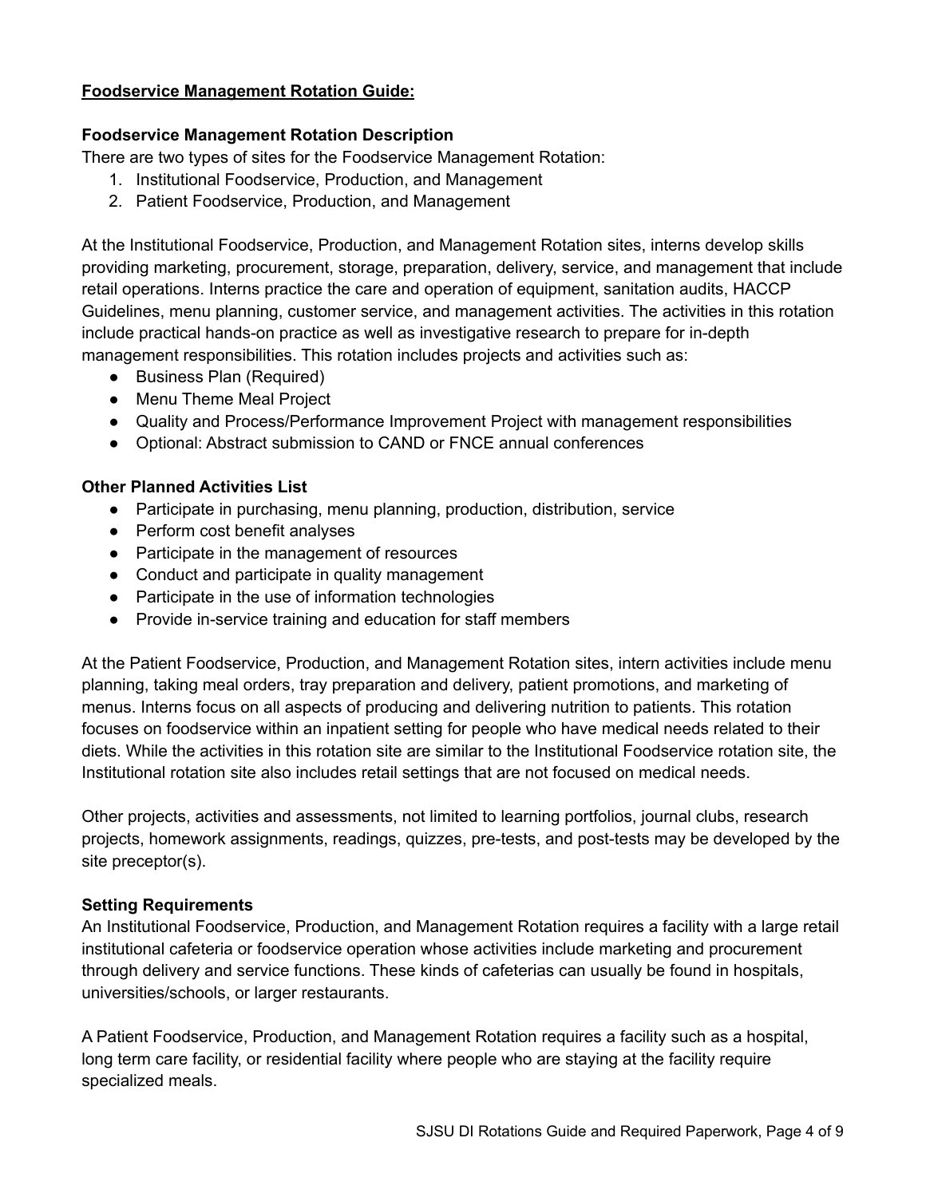**Foodservice Management Rotation Guide:**

**Foodservice Management Rotation Description**

There are two types of sites for the Foodservice Management Rotation:

1. Institutional Foodservice, Production, and Management
2. Patient Foodservice, Production, and Management

At the Institutional Foodservice, Production, and Management Rotation sites, interns develop skills providing marketing, procurement, storage, preparation, delivery, service, and management that include retail operations. Interns practice the care and operation of equipment, sanitation audits, HACCP Guidelines, menu planning, customer service, and management activities. The activities in this rotation include practical hands-on practice as well as investigative research to prepare for in-depth management responsibilities. This rotation includes projects and activities such as:

- Business Plan (Required)
- Menu Theme Meal Project
- Quality and Process/Performance Improvement Project with management responsibilities
- Optional: Abstract submission to CAND or FNCE annual conferences

**Other Planned Activities List**

- Participate in purchasing, menu planning, production, distribution, service
- Perform cost benefit analyses
- Participate in the management of resources
- Conduct and participate in quality management
- Participate in the use of information technologies
- Provide in-service training and education for staff members

At the Patient Foodservice, Production, and Management Rotation sites, intern activities include menu planning, taking meal orders, tray preparation and delivery, patient promotions, and marketing of menus. Interns focus on all aspects of producing and delivering nutrition to patients. This rotation focuses on foodservice within an inpatient setting for people who have medical needs related to their diets. While the activities in this rotation site are similar to the Institutional Foodservice rotation site, the Institutional rotation site also includes retail settings that are not focused on medical needs.

Other projects, activities and assessments, not limited to learning portfolios, journal clubs, research projects, homework assignments, readings, quizzes, pre-tests, and post-tests may be developed by the site preceptor(s).

**Setting Requirements**

An Institutional Foodservice, Production, and Management Rotation requires a facility with a large retail institutional cafeteria or foodservice operation whose activities include marketing and procurement through delivery and service functions. These kinds of cafeterias can usually be found in hospitals, universities/schools, or larger restaurants.

A Patient Foodservice, Production, and Management Rotation requires a facility such as a hospital, long term care facility, or residential facility where people who are staying at the facility require specialized meals.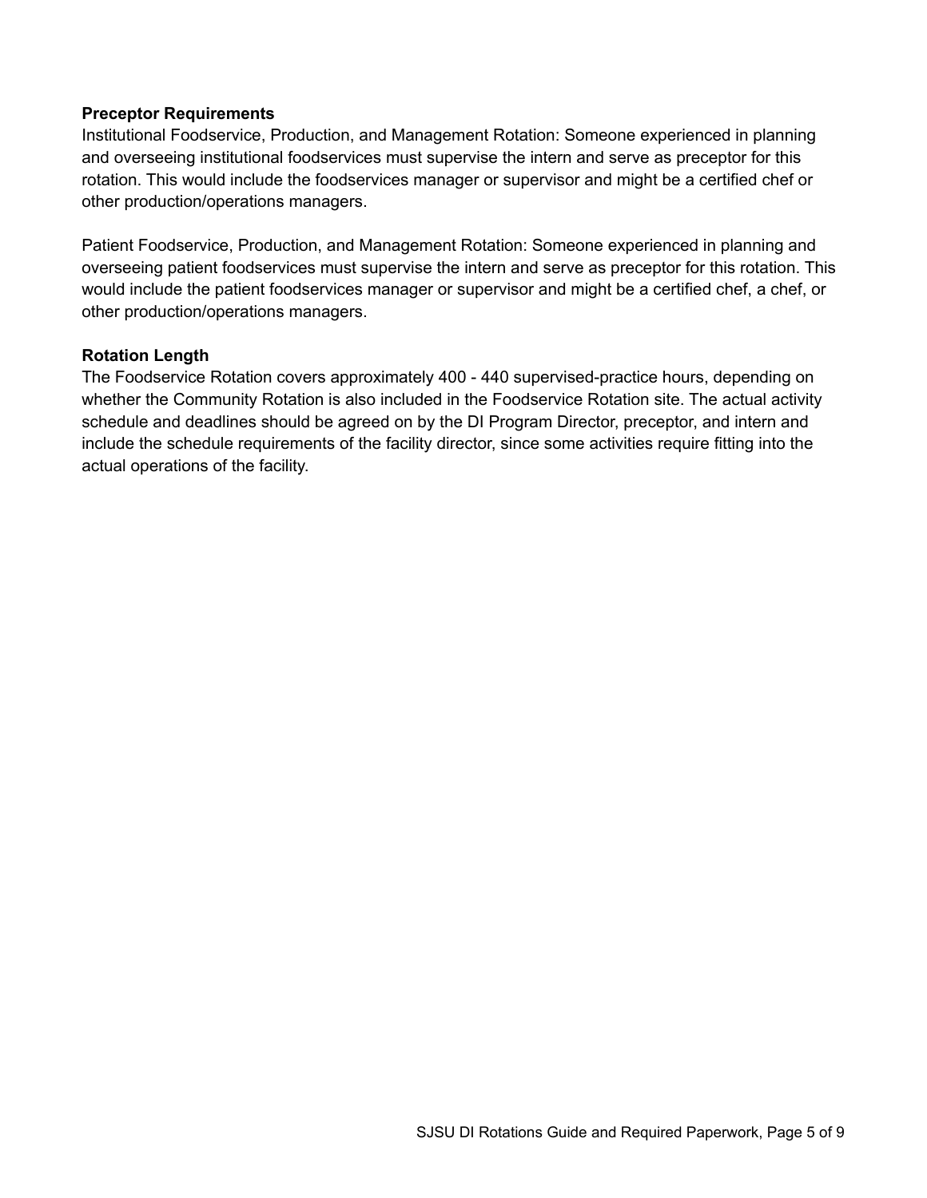**Preceptor Requirements**

Institutional Foodservice, Production, and Management Rotation: Someone experienced in planning and overseeing institutional foodservices must supervise the intern and serve as preceptor for this rotation. This would include the foodservices manager or supervisor and might be a certified chef or other production/operations managers.

Patient Foodservice, Production, and Management Rotation: Someone experienced in planning and overseeing patient foodservices must supervise the intern and serve as preceptor for this rotation. This would include the patient foodservices manager or supervisor and might be a certified chef, a chef, or other production/operations managers.

**Rotation Length**

The Foodservice Rotation covers approximately 400 - 440 supervised-practice hours, depending on whether the Community Rotation is also included in the Foodservice Rotation site. The actual activity schedule and deadlines should be agreed on by the DI Program Director, preceptor, and intern and include the schedule requirements of the facility director, since some activities require fitting into the actual operations of the facility.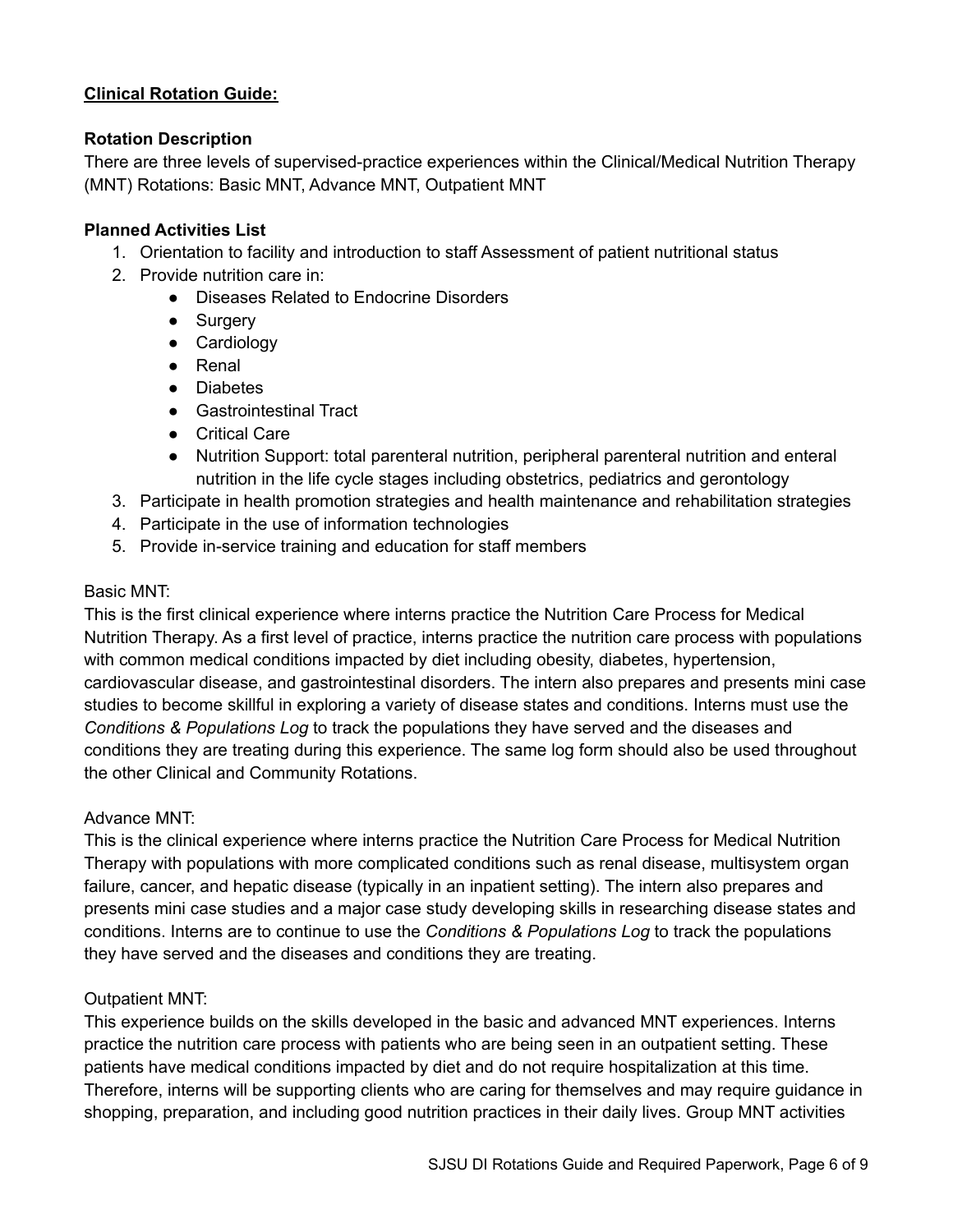**<u>Clinical Rotation Guide:</u>**

**Rotation Description**

There are three levels of supervised-practice experiences within the Clinical/Medical Nutrition Therapy (MNT) Rotations: Basic MNT, Advance MNT, Outpatient MNT

**Planned Activities List**

1. Orientation to facility and introduction to staff Assessment of patient nutritional status
2. Provide nutrition care in:
    - Diseases Related to Endocrine Disorders
    - Surgery
    - Cardiology
    - Renal
    - Diabetes
    - Gastrointestinal Tract
    - Critical Care
    - Nutrition Support: total parenteral nutrition, peripheral parenteral nutrition and enteral nutrition in the life cycle stages including obstetrics, pediatrics and gerontology
3. Participate in health promotion strategies and health maintenance and rehabilitation strategies
4. Participate in the use of information technologies
5. Provide in-service training and education for staff members

Basic MNT:

This is the first clinical experience where interns practice the Nutrition Care Process for Medical Nutrition Therapy. As a first level of practice, interns practice the nutrition care process with populations with common medical conditions impacted by diet including obesity, diabetes, hypertension, cardiovascular disease, and gastrointestinal disorders. The intern also prepares and presents mini case studies to become skillful in exploring a variety of disease states and conditions. Interns must use the *Conditions & Populations Log* to track the populations they have served and the diseases and conditions they are treating during this experience. The same log form should also be used throughout the other Clinical and Community Rotations.

Advance MNT:

This is the clinical experience where interns practice the Nutrition Care Process for Medical Nutrition Therapy with populations with more complicated conditions such as renal disease, multisystem organ failure, cancer, and hepatic disease (typically in an inpatient setting). The intern also prepares and presents mini case studies and a major case study developing skills in researching disease states and conditions. Interns are to continue to use the *Conditions & Populations Log* to track the populations they have served and the diseases and conditions they are treating.

Outpatient MNT:

This experience builds on the skills developed in the basic and advanced MNT experiences. Interns practice the nutrition care process with patients who are being seen in an outpatient setting. These patients have medical conditions impacted by diet and do not require hospitalization at this time. Therefore, interns will be supporting clients who are caring for themselves and may require guidance in shopping, preparation, and including good nutrition practices in their daily lives. Group MNT activities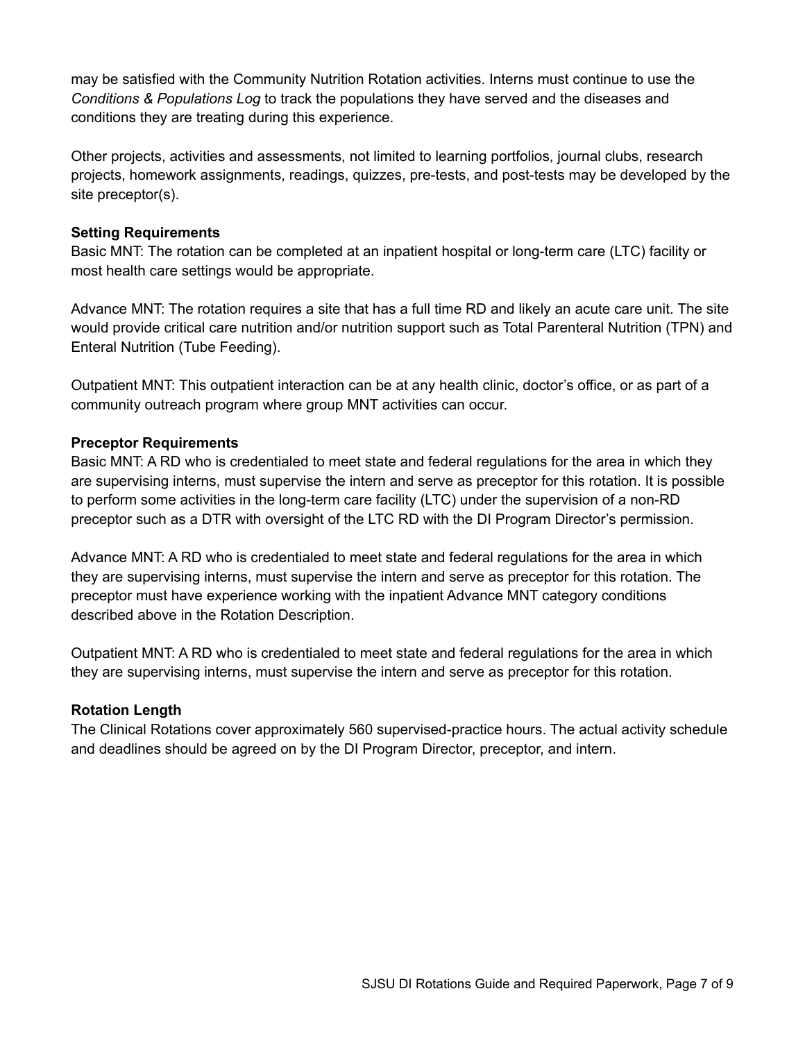may be satisfied with the Community Nutrition Rotation activities. Interns must continue to use the *Conditions & Populations Log* to track the populations they have served and the diseases and conditions they are treating during this experience.

Other projects, activities and assessments, not limited to learning portfolios, journal clubs, research projects, homework assignments, readings, quizzes, pre-tests, and post-tests may be developed by the site preceptor(s).

**Setting Requirements**

Basic MNT: The rotation can be completed at an inpatient hospital or long-term care (LTC) facility or most health care settings would be appropriate.

Advance MNT: The rotation requires a site that has a full time RD and likely an acute care unit. The site would provide critical care nutrition and/or nutrition support such as Total Parenteral Nutrition (TPN) and Enteral Nutrition (Tube Feeding).

Outpatient MNT: This outpatient interaction can be at any health clinic, doctor's office, or as part of a community outreach program where group MNT activities can occur.

**Preceptor Requirements**

Basic MNT: A RD who is credentialed to meet state and federal regulations for the area in which they are supervising interns, must supervise the intern and serve as preceptor for this rotation. It is possible to perform some activities in the long-term care facility (LTC) under the supervision of a non-RD preceptor such as a DTR with oversight of the LTC RD with the DI Program Director's permission.

Advance MNT: A RD who is credentialed to meet state and federal regulations for the area in which they are supervising interns, must supervise the intern and serve as preceptor for this rotation. The preceptor must have experience working with the inpatient Advance MNT category conditions described above in the Rotation Description.

Outpatient MNT: A RD who is credentialed to meet state and federal regulations for the area in which they are supervising interns, must supervise the intern and serve as preceptor for this rotation.

**Rotation Length**

The Clinical Rotations cover approximately 560 supervised-practice hours. The actual activity schedule and deadlines should be agreed on by the DI Program Director, preceptor, and intern.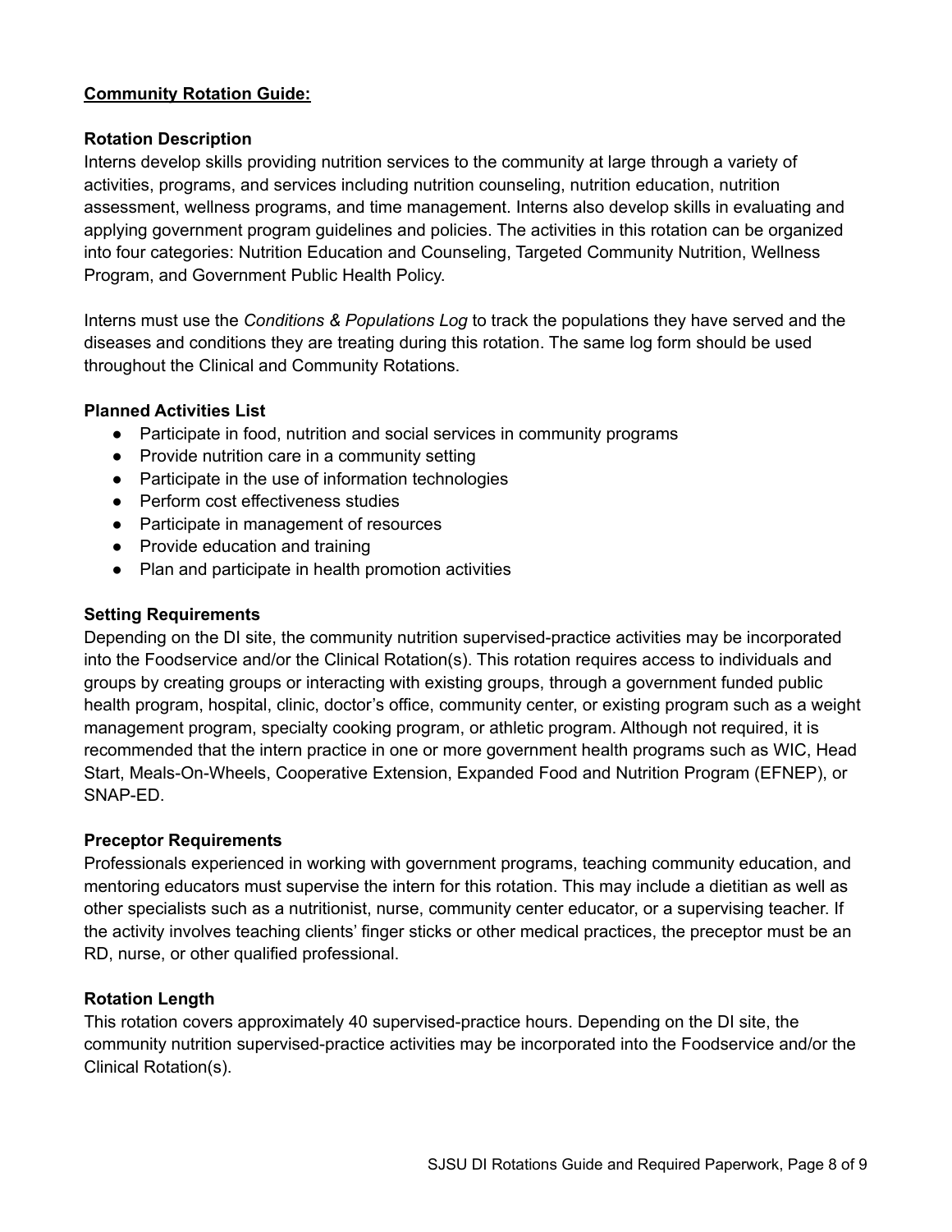## <u>Community Rotation Guide:</u>

### Rotation Description

Interns develop skills providing nutrition services to the community at large through a variety of activities, programs, and services including nutrition counseling, nutrition education, nutrition assessment, wellness programs, and time management. Interns also develop skills in evaluating and applying government program guidelines and policies. The activities in this rotation can be organized into four categories: Nutrition Education and Counseling, Targeted Community Nutrition, Wellness Program, and Government Public Health Policy.

Interns must use the *Conditions & Populations Log* to track the populations they have served and the diseases and conditions they are treating during this rotation. The same log form should be used throughout the Clinical and Community Rotations.

### Planned Activities List

- Participate in food, nutrition and social services in community programs
- Provide nutrition care in a community setting
- Participate in the use of information technologies
- Perform cost effectiveness studies
- Participate in management of resources
- Provide education and training
- Plan and participate in health promotion activities

### Setting Requirements

Depending on the DI site, the community nutrition supervised-practice activities may be incorporated into the Foodservice and/or the Clinical Rotation(s). This rotation requires access to individuals and groups by creating groups or interacting with existing groups, through a government funded public health program, hospital, clinic, doctor's office, community center, or existing program such as a weight management program, specialty cooking program, or athletic program. Although not required, it is recommended that the intern practice in one or more government health programs such as WIC, Head Start, Meals-On-Wheels, Cooperative Extension, Expanded Food and Nutrition Program (EFNEP), or SNAP-ED.

### Preceptor Requirements

Professionals experienced in working with government programs, teaching community education, and mentoring educators must supervise the intern for this rotation. This may include a dietitian as well as other specialists such as a nutritionist, nurse, community center educator, or a supervising teacher. If the activity involves teaching clients' finger sticks or other medical practices, the preceptor must be an RD, nurse, or other qualified professional.

### Rotation Length

This rotation covers approximately 40 supervised-practice hours. Depending on the DI site, the community nutrition supervised-practice activities may be incorporated into the Foodservice and/or the Clinical Rotation(s).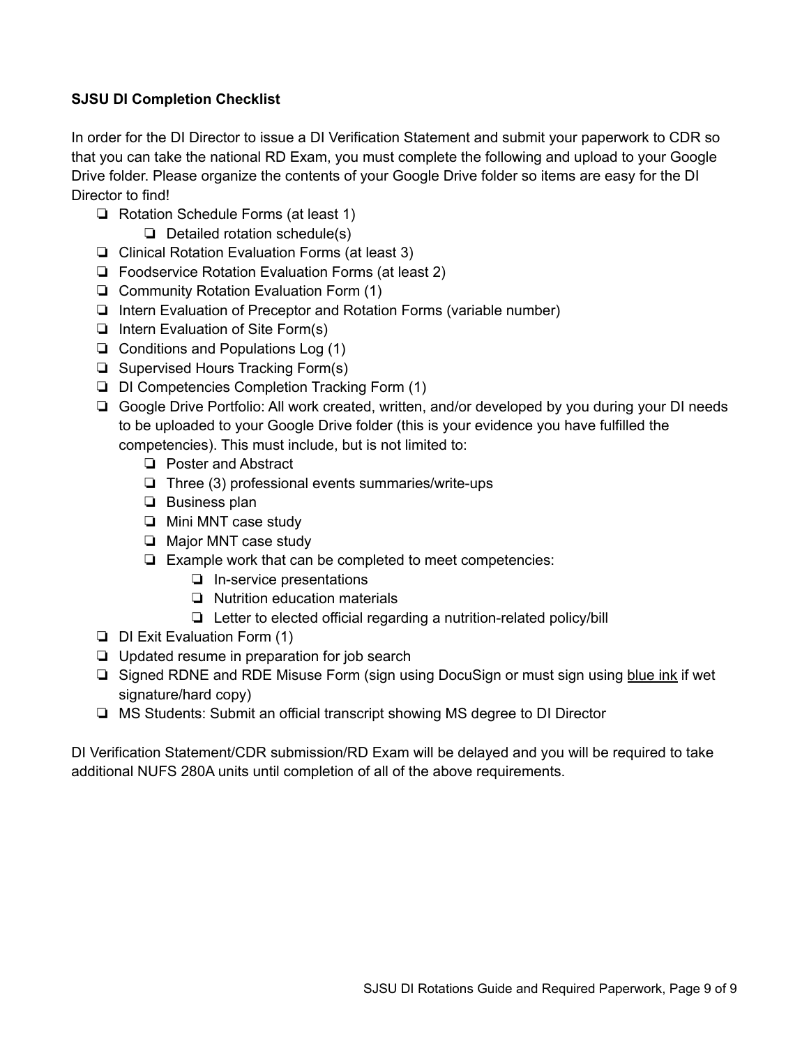**SJSU DI Completion Checklist**

In order for the DI Director to issue a DI Verification Statement and submit your paperwork to CDR so that you can take the national RD Exam, you must complete the following and upload to your Google Drive folder. Please organize the contents of your Google Drive folder so items are easy for the DI Director to find!

- ❏ Rotation Schedule Forms (at least 1)
  - ❏ Detailed rotation schedule(s)
- ❏ Clinical Rotation Evaluation Forms (at least 3)
- ❏ Foodservice Rotation Evaluation Forms (at least 2)
- ❏ Community Rotation Evaluation Form (1)
- ❏ Intern Evaluation of Preceptor and Rotation Forms (variable number)
- ❏ Intern Evaluation of Site Form(s)
- ❏ Conditions and Populations Log (1)
- ❏ Supervised Hours Tracking Form(s)
- ❏ DI Competencies Completion Tracking Form (1)
- ❏ Google Drive Portfolio: All work created, written, and/or developed by you during your DI needs to be uploaded to your Google Drive folder (this is your evidence you have fulfilled the competencies). This must include, but is not limited to:
  - ❏ Poster and Abstract
  - ❏ Three (3) professional events summaries/write-ups
  - ❏ Business plan
  - ❏ Mini MNT case study
  - ❏ Major MNT case study
  - ❏ Example work that can be completed to meet competencies:
    - ❏ In-service presentations
    - ❏ Nutrition education materials
    - ❏ Letter to elected official regarding a nutrition-related policy/bill
- ❏ DI Exit Evaluation Form (1)
- ❏ Updated resume in preparation for job search
- ❏ Signed RDNE and RDE Misuse Form (sign using DocuSign or must sign using <u>blue ink</u> if wet signature/hard copy)
- ❏ MS Students: Submit an official transcript showing MS degree to DI Director

DI Verification Statement/CDR submission/RD Exam will be delayed and you will be required to take additional NUFS 280A units until completion of all of the above requirements.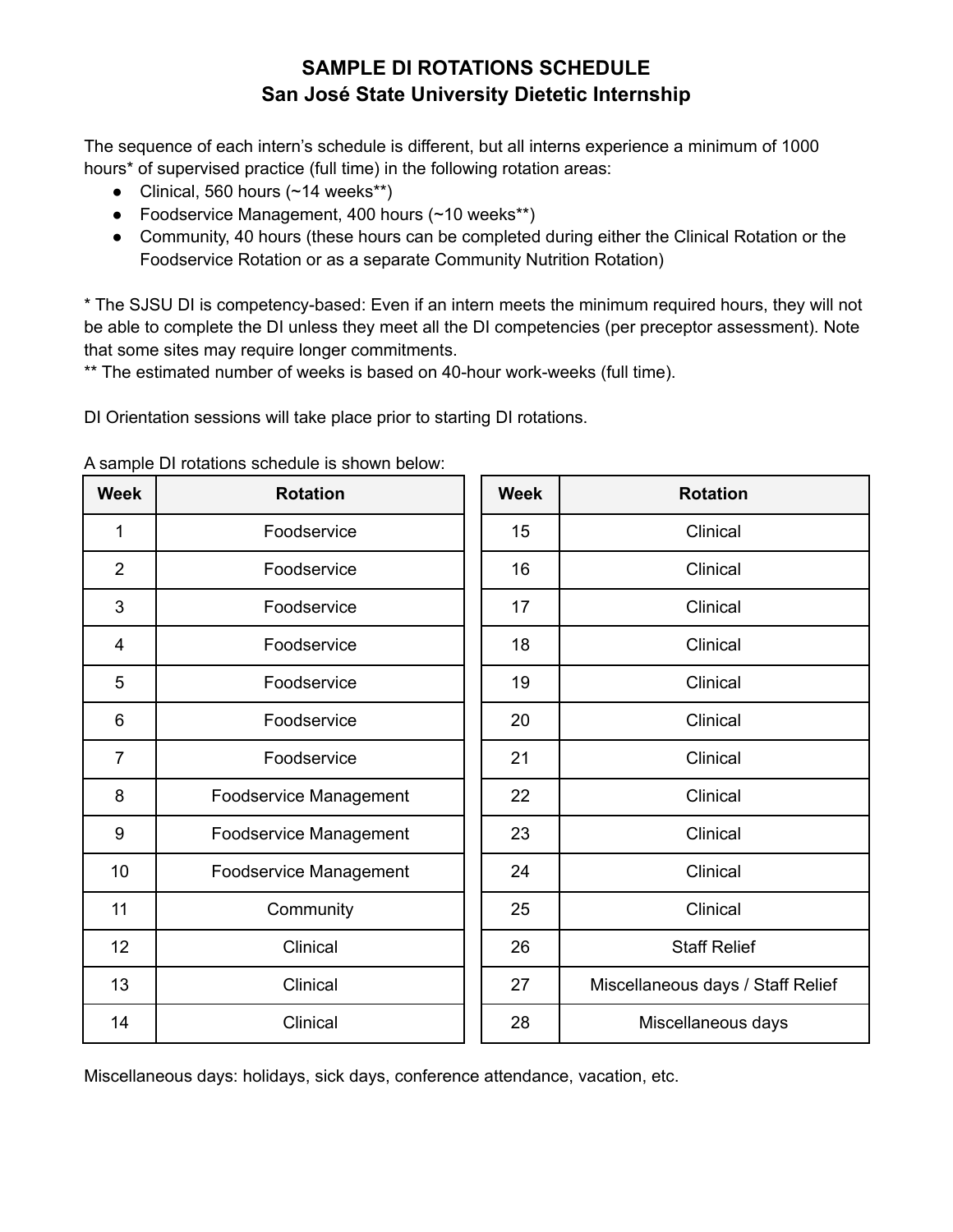# SAMPLE DI ROTATIONS SCHEDULE
## San José State University Dietetic Internship

The sequence of each intern's schedule is different, but all interns experience a minimum of 1000 hours* of supervised practice (full time) in the following rotation areas:

- Clinical, 560 hours (~14 weeks**)
- Foodservice Management, 400 hours (~10 weeks**)
- Community, 40 hours (these hours can be completed during either the Clinical Rotation or the Foodservice Rotation or as a separate Community Nutrition Rotation)

* The SJSU DI is competency-based: Even if an intern meets the minimum required hours, they will not be able to complete the DI unless they meet all the DI competencies (per preceptor assessment). Note that some sites may require longer commitments.

** The estimated number of weeks is based on 40-hour work-weeks (full time).

DI Orientation sessions will take place prior to starting DI rotations.

A sample DI rotations schedule is shown below:

| Week | Rotation |
|---|---|
| 1 | Foodservice |
| 2 | Foodservice |
| 3 | Foodservice |
| 4 | Foodservice |
| 5 | Foodservice |
| 6 | Foodservice |
| 7 | Foodservice |
| 8 | Foodservice Management |
| 9 | Foodservice Management |
| 10 | Foodservice Management |
| 11 | Community |
| 12 | Clinical |
| 13 | Clinical |
| 14 | Clinical |

| Week | Rotation |
|---|---|
| 15 | Clinical |
| 16 | Clinical |
| 17 | Clinical |
| 18 | Clinical |
| 19 | Clinical |
| 20 | Clinical |
| 21 | Clinical |
| 22 | Clinical |
| 23 | Clinical |
| 24 | Clinical |
| 25 | Clinical |
| 26 | Staff Relief |
| 27 | Miscellaneous days / Staff Relief |
| 28 | Miscellaneous days |

Miscellaneous days: holidays, sick days, conference attendance, vacation, etc.